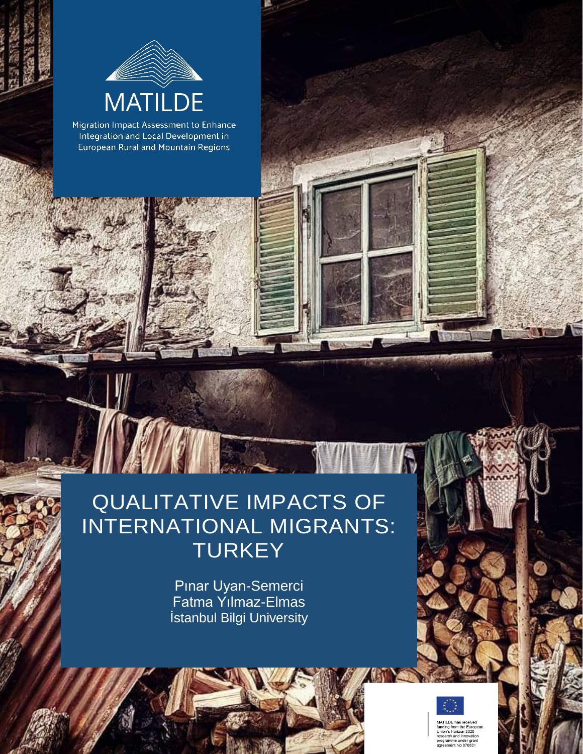# MATILDE

Migration Impact Assessment to Enhance Integration and Local Development in European Rural and Mountain Regions

# QUALITATIVE IMPACTS OF INTERNATIONAL MIGRANTS: TURKEY

Pınar Uyan-Semerci
Fatma Yılmaz-Elmas
İstanbul Bilgi University

MATILDE has received funding from the European Union's Horizon 2020 research and innovation programme under grant agreement No 870831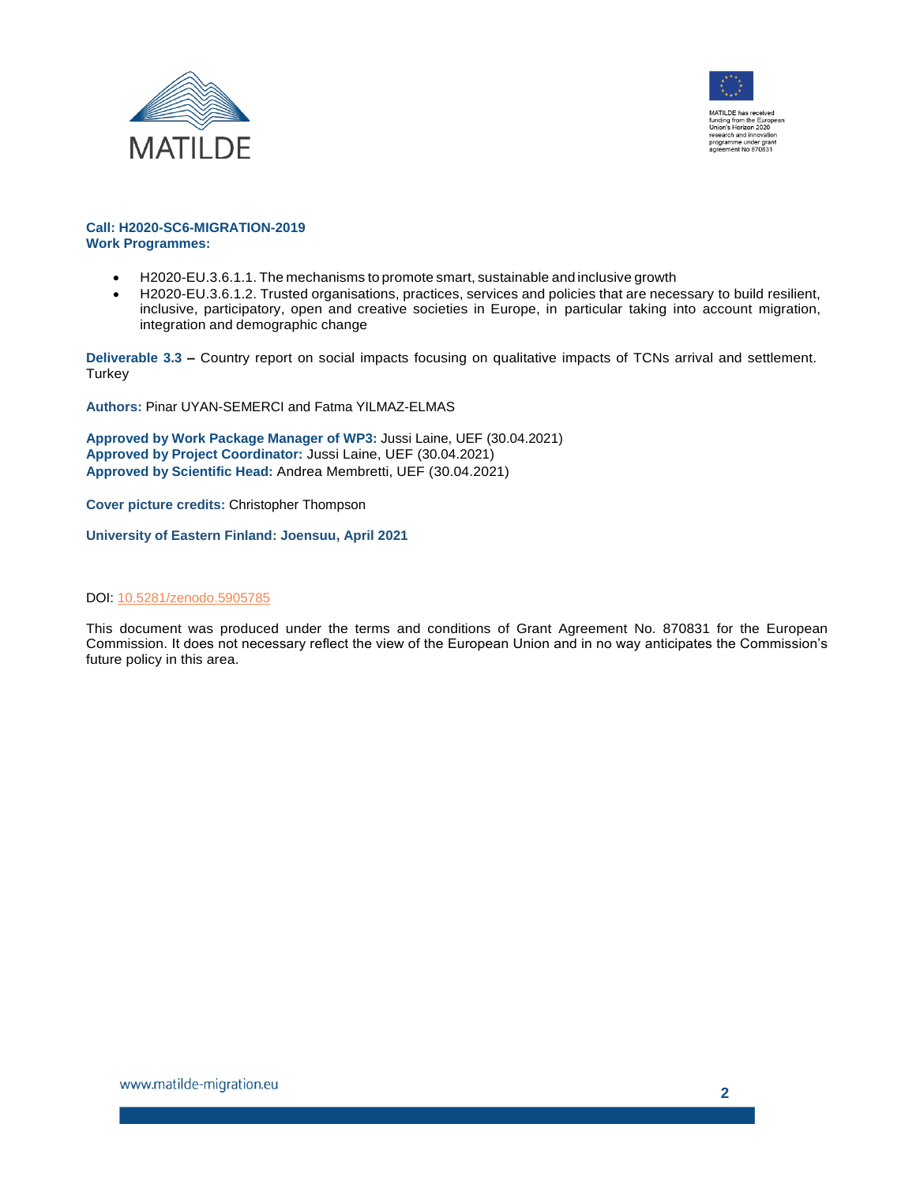MATILDE

MATILDE has received funding from the European Union's Horizon 2020 research and innovation programme under grant agreement No 870831

**Call: H2020-SC6-MIGRATION-2019**
**Work Programmes:**

- H2020-EU.3.6.1.1. The mechanisms to promote smart, sustainable and inclusive growth
- H2020-EU.3.6.1.2. Trusted organisations, practices, services and policies that are necessary to build resilient, inclusive, participatory, open and creative societies in Europe, in particular taking into account migration, integration and demographic change

**Deliverable 3.3 –** Country report on social impacts focusing on qualitative impacts of TCNs arrival and settlement. Turkey

**Authors:** Pinar UYAN-SEMERCI and Fatma YILMAZ-ELMAS

**Approved by Work Package Manager of WP3:** Jussi Laine, UEF (30.04.2021)
**Approved by Project Coordinator:** Jussi Laine, UEF (30.04.2021)
**Approved by Scientific Head:** Andrea Membretti, UEF (30.04.2021)

**Cover picture credits:** Christopher Thompson

**University of Eastern Finland: Joensuu, April 2021**

DOI: 10.5281/zenodo.5905785

This document was produced under the terms and conditions of Grant Agreement No. 870831 for the European Commission. It does not necessary reflect the view of the European Union and in no way anticipates the Commission's future policy in this area.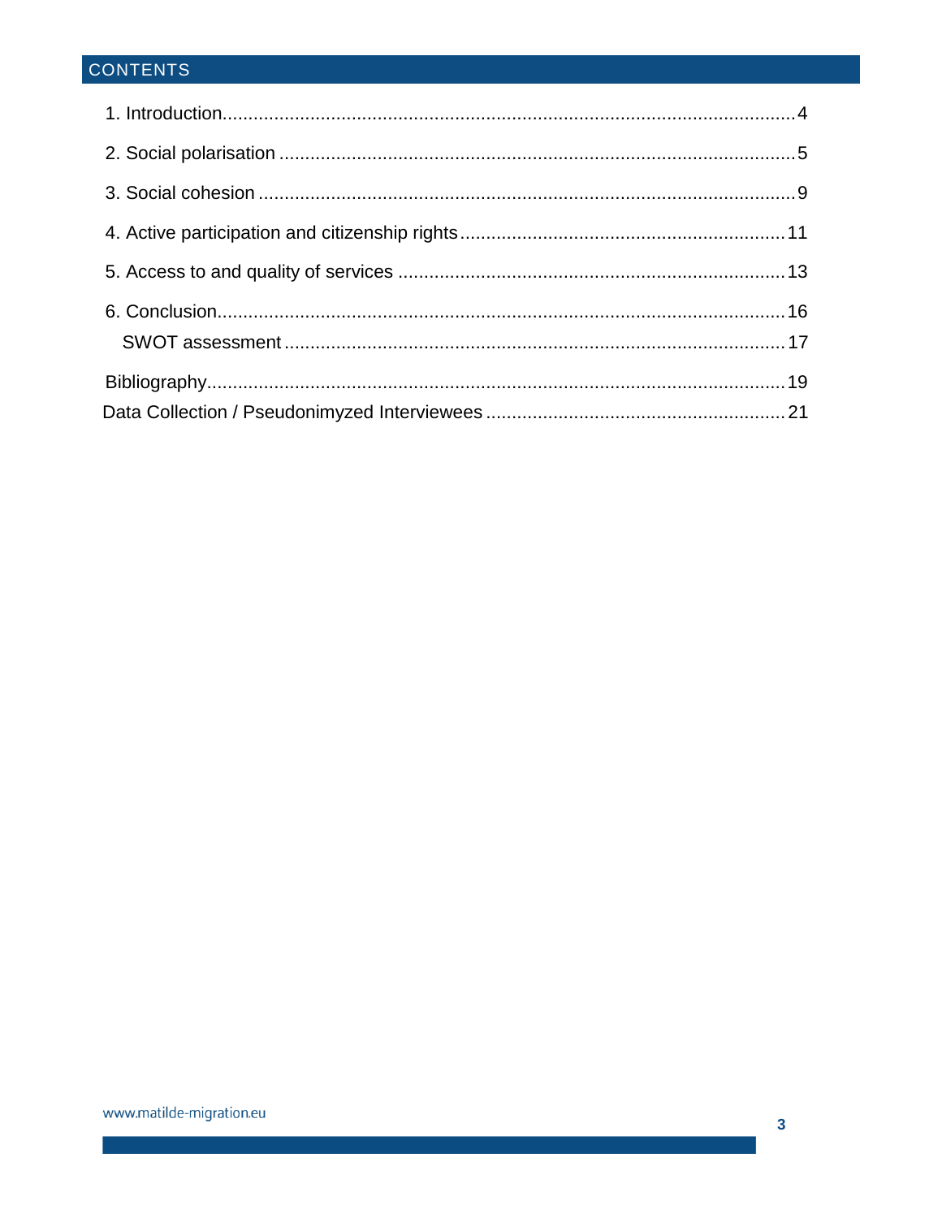## CONTENTS

1. Introduction ... 4
2. Social polarisation ... 5
3. Social cohesion ... 9
4. Active participation and citizenship rights ... 11
5. Access to and quality of services ... 13
6. Conclusion ... 16
   - SWOT assessment ... 17

Bibliography ... 19

Data Collection / Pseudonimyzed Interviewees ... 21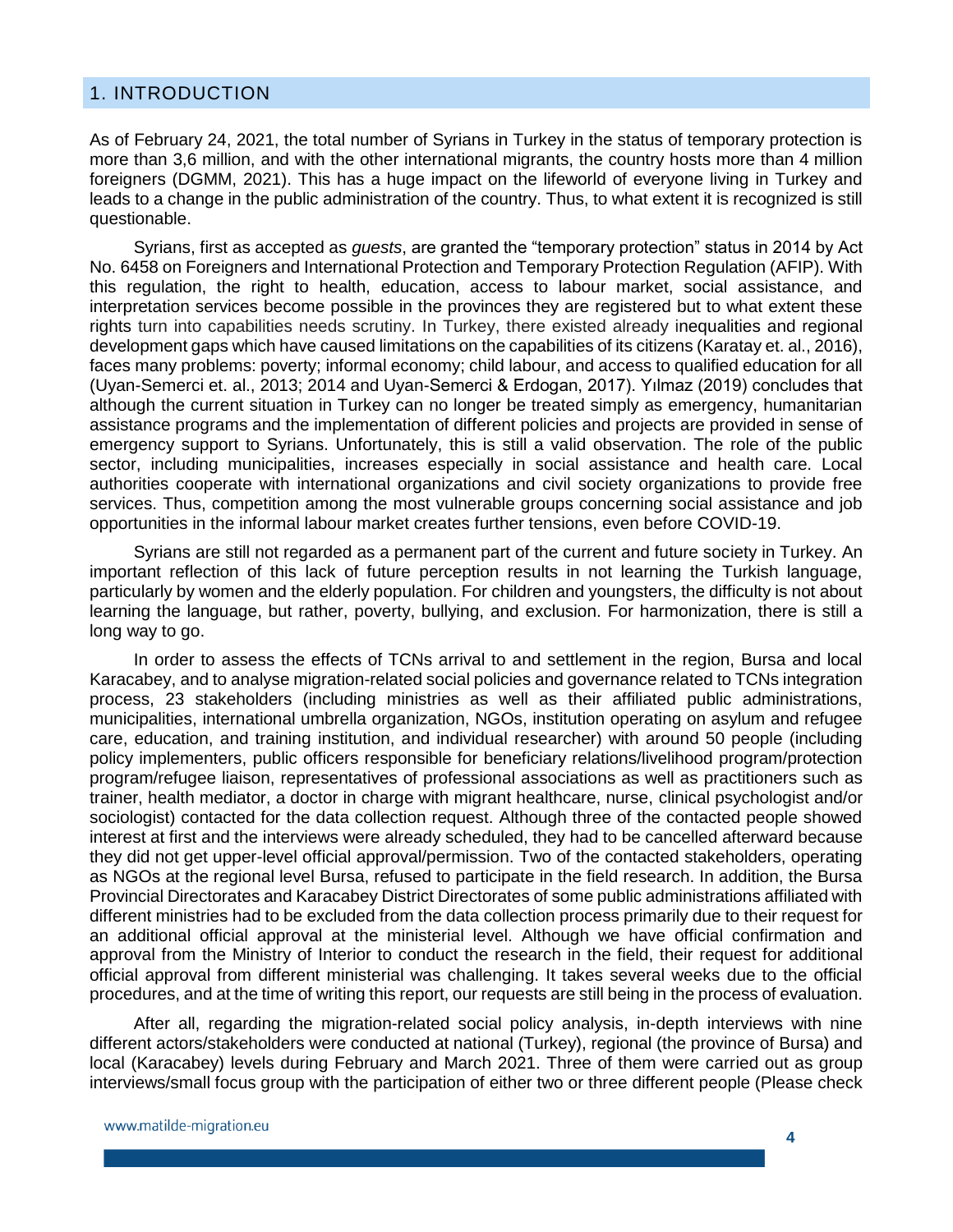# 1. INTRODUCTION

As of February 24, 2021, the total number of Syrians in Turkey in the status of temporary protection is more than 3,6 million, and with the other international migrants, the country hosts more than 4 million foreigners (DGMM, 2021). This has a huge impact on the lifeworld of everyone living in Turkey and leads to a change in the public administration of the country. Thus, to what extent it is recognized is still questionable.

Syrians, first as accepted as *guests*, are granted the "temporary protection" status in 2014 by Act No. 6458 on Foreigners and International Protection and Temporary Protection Regulation (AFIP). With this regulation, the right to health, education, access to labour market, social assistance, and interpretation services become possible in the provinces they are registered but to what extent these rights turn into capabilities needs scrutiny. In Turkey, there existed already inequalities and regional development gaps which have caused limitations on the capabilities of its citizens (Karatay et. al., 2016), faces many problems: poverty; informal economy; child labour, and access to qualified education for all (Uyan-Semerci et. al., 2013; 2014 and Uyan-Semerci & Erdogan, 2017). Yılmaz (2019) concludes that although the current situation in Turkey can no longer be treated simply as emergency, humanitarian assistance programs and the implementation of different policies and projects are provided in sense of emergency support to Syrians. Unfortunately, this is still a valid observation. The role of the public sector, including municipalities, increases especially in social assistance and health care. Local authorities cooperate with international organizations and civil society organizations to provide free services. Thus, competition among the most vulnerable groups concerning social assistance and job opportunities in the informal labour market creates further tensions, even before COVID-19.

Syrians are still not regarded as a permanent part of the current and future society in Turkey. An important reflection of this lack of future perception results in not learning the Turkish language, particularly by women and the elderly population. For children and youngsters, the difficulty is not about learning the language, but rather, poverty, bullying, and exclusion. For harmonization, there is still a long way to go.

In order to assess the effects of TCNs arrival to and settlement in the region, Bursa and local Karacabey, and to analyse migration-related social policies and governance related to TCNs integration process, 23 stakeholders (including ministries as well as their affiliated public administrations, municipalities, international umbrella organization, NGOs, institution operating on asylum and refugee care, education, and training institution, and individual researcher) with around 50 people (including policy implementers, public officers responsible for beneficiary relations/livelihood program/protection program/refugee liaison, representatives of professional associations as well as practitioners such as trainer, health mediator, a doctor in charge with migrant healthcare, nurse, clinical psychologist and/or sociologist) contacted for the data collection request. Although three of the contacted people showed interest at first and the interviews were already scheduled, they had to be cancelled afterward because they did not get upper-level official approval/permission. Two of the contacted stakeholders, operating as NGOs at the regional level Bursa, refused to participate in the field research. In addition, the Bursa Provincial Directorates and Karacabey District Directorates of some public administrations affiliated with different ministries had to be excluded from the data collection process primarily due to their request for an additional official approval at the ministerial level. Although we have official confirmation and approval from the Ministry of Interior to conduct the research in the field, their request for additional official approval from different ministerial was challenging. It takes several weeks due to the official procedures, and at the time of writing this report, our requests are still being in the process of evaluation.

After all, regarding the migration-related social policy analysis, in-depth interviews with nine different actors/stakeholders were conducted at national (Turkey), regional (the province of Bursa) and local (Karacabey) levels during February and March 2021. Three of them were carried out as group interviews/small focus group with the participation of either two or three different people (Please check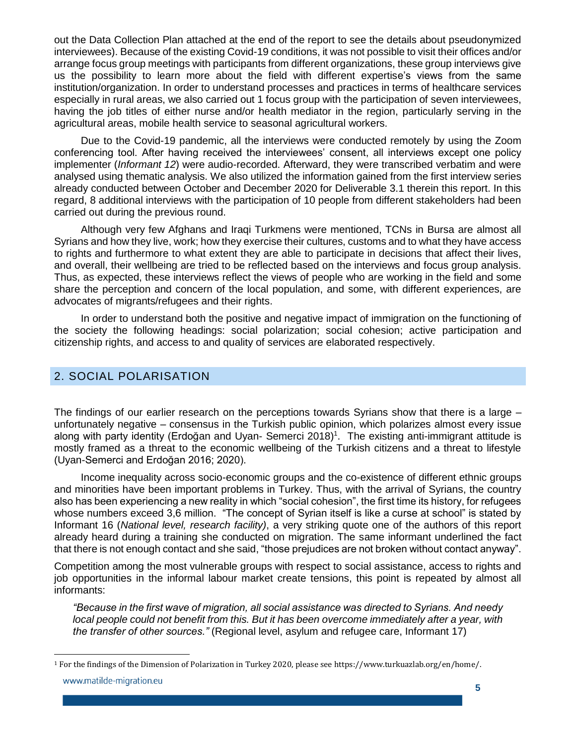out the Data Collection Plan attached at the end of the report to see the details about pseudonymized interviewees). Because of the existing Covid-19 conditions, it was not possible to visit their offices and/or arrange focus group meetings with participants from different organizations, these group interviews give us the possibility to learn more about the field with different expertise's views from the same institution/organization. In order to understand processes and practices in terms of healthcare services especially in rural areas, we also carried out 1 focus group with the participation of seven interviewees, having the job titles of either nurse and/or health mediator in the region, particularly serving in the agricultural areas, mobile health service to seasonal agricultural workers.

Due to the Covid-19 pandemic, all the interviews were conducted remotely by using the Zoom conferencing tool. After having received the interviewees' consent, all interviews except one policy implementer (*Informant 12*) were audio-recorded. Afterward, they were transcribed verbatim and were analysed using thematic analysis. We also utilized the information gained from the first interview series already conducted between October and December 2020 for Deliverable 3.1 therein this report. In this regard, 8 additional interviews with the participation of 10 people from different stakeholders had been carried out during the previous round.

Although very few Afghans and Iraqi Turkmens were mentioned, TCNs in Bursa are almost all Syrians and how they live, work; how they exercise their cultures, customs and to what they have access to rights and furthermore to what extent they are able to participate in decisions that affect their lives, and overall, their wellbeing are tried to be reflected based on the interviews and focus group analysis. Thus, as expected, these interviews reflect the views of people who are working in the field and some share the perception and concern of the local population, and some, with different experiences, are advocates of migrants/refugees and their rights.

In order to understand both the positive and negative impact of immigration on the functioning of the society the following headings: social polarization; social cohesion; active participation and citizenship rights, and access to and quality of services are elaborated respectively.

## 2. SOCIAL POLARISATION

The findings of our earlier research on the perceptions towards Syrians show that there is a large – unfortunately negative – consensus in the Turkish public opinion, which polarizes almost every issue along with party identity (Erdoğan and Uyan- Semerci 2018)[1]. The existing anti-immigrant attitude is mostly framed as a threat to the economic wellbeing of the Turkish citizens and a threat to lifestyle (Uyan-Semerci and Erdoğan 2016; 2020).

Income inequality across socio-economic groups and the co-existence of different ethnic groups and minorities have been important problems in Turkey. Thus, with the arrival of Syrians, the country also has been experiencing a new reality in which "social cohesion", the first time its history, for refugees whose numbers exceed 3,6 million. "The concept of Syrian itself is like a curse at school" is stated by Informant 16 (*National level, research facility)*, a very striking quote one of the authors of this report already heard during a training she conducted on migration. The same informant underlined the fact that there is not enough contact and she said, "those prejudices are not broken without contact anyway".

Competition among the most vulnerable groups with respect to social assistance, access to rights and job opportunities in the informal labour market create tensions, this point is repeated by almost all informants:

> *"Because in the first wave of migration, all social assistance was directed to Syrians. And needy local people could not benefit from this. But it has been overcome immediately after a year, with the transfer of other sources."* (Regional level, asylum and refugee care, Informant 17)

[1] For the findings of the Dimension of Polarization in Turkey 2020, please see https://www.turkuazlab.org/en/home/.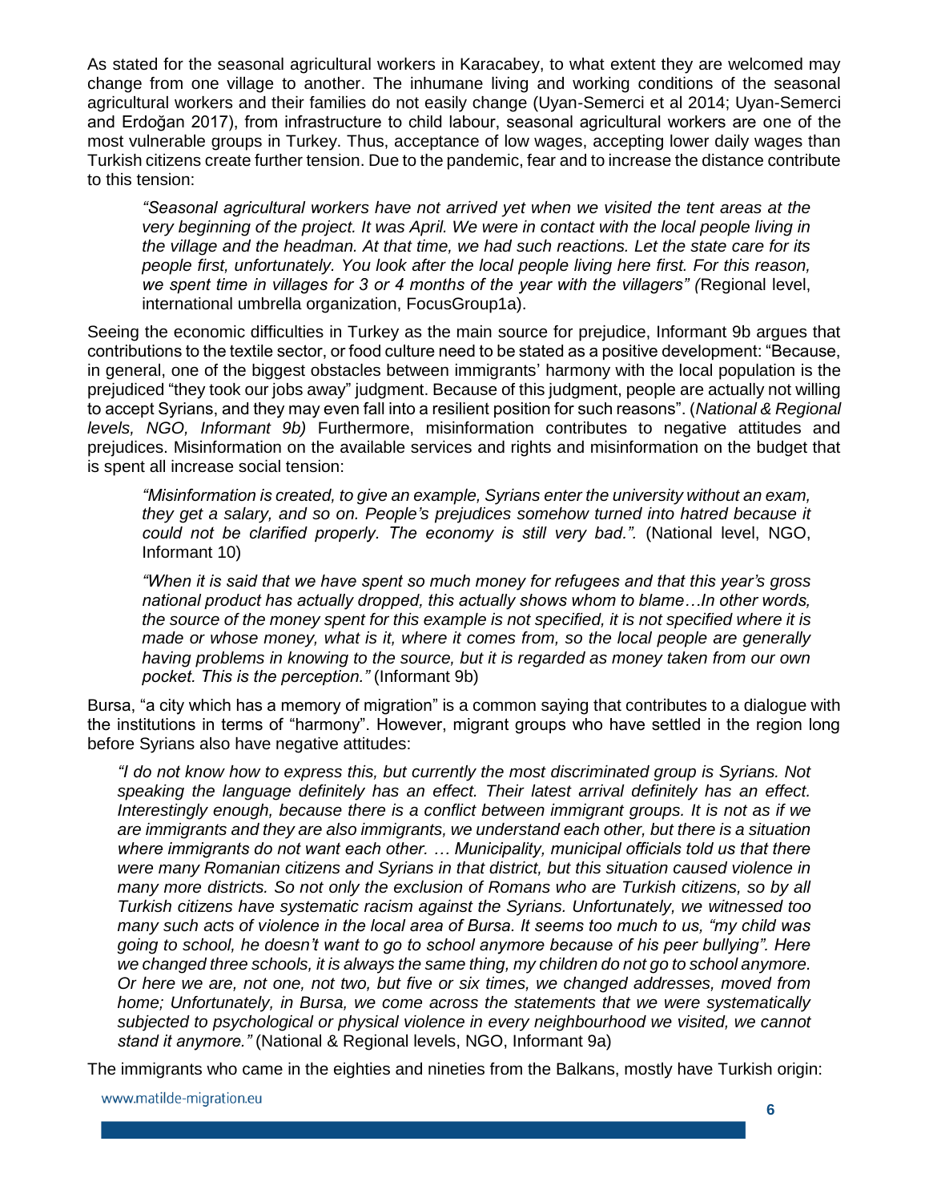As stated for the seasonal agricultural workers in Karacabey, to what extent they are welcomed may change from one village to another. The inhumane living and working conditions of the seasonal agricultural workers and their families do not easily change (Uyan-Semerci et al 2014; Uyan-Semerci and Erdoğan 2017), from infrastructure to child labour, seasonal agricultural workers are one of the most vulnerable groups in Turkey. Thus, acceptance of low wages, accepting lower daily wages than Turkish citizens create further tension. Due to the pandemic, fear and to increase the distance contribute to this tension:

> *"Seasonal agricultural workers have not arrived yet when we visited the tent areas at the very beginning of the project. It was April. We were in contact with the local people living in the village and the headman. At that time, we had such reactions. Let the state care for its people first, unfortunately. You look after the local people living here first. For this reason, we spent time in villages for 3 or 4 months of the year with the villagers" (*Regional level, international umbrella organization, FocusGroup1a).

Seeing the economic difficulties in Turkey as the main source for prejudice, Informant 9b argues that contributions to the textile sector, or food culture need to be stated as a positive development: "Because, in general, one of the biggest obstacles between immigrants' harmony with the local population is the prejudiced "they took our jobs away" judgment. Because of this judgment, people are actually not willing to accept Syrians, and they may even fall into a resilient position for such reasons". (*National & Regional levels, NGO, Informant 9b)* Furthermore, misinformation contributes to negative attitudes and prejudices. Misinformation on the available services and rights and misinformation on the budget that is spent all increase social tension:

> *"Misinformation is created, to give an example, Syrians enter the university without an exam, they get a salary, and so on. People's prejudices somehow turned into hatred because it could not be clarified properly. The economy is still very bad.".* (National level, NGO, Informant 10)

> *"When it is said that we have spent so much money for refugees and that this year's gross national product has actually dropped, this actually shows whom to blame…In other words, the source of the money spent for this example is not specified, it is not specified where it is made or whose money, what is it, where it comes from, so the local people are generally having problems in knowing to the source, but it is regarded as money taken from our own pocket. This is the perception."* (Informant 9b)

Bursa, "a city which has a memory of migration" is a common saying that contributes to a dialogue with the institutions in terms of "harmony". However, migrant groups who have settled in the region long before Syrians also have negative attitudes:

> *"I do not know how to express this, but currently the most discriminated group is Syrians. Not speaking the language definitely has an effect. Their latest arrival definitely has an effect. Interestingly enough, because there is a conflict between immigrant groups. It is not as if we are immigrants and they are also immigrants, we understand each other, but there is a situation where immigrants do not want each other. … Municipality, municipal officials told us that there were many Romanian citizens and Syrians in that district, but this situation caused violence in many more districts. So not only the exclusion of Romans who are Turkish citizens, so by all Turkish citizens have systematic racism against the Syrians. Unfortunately, we witnessed too many such acts of violence in the local area of Bursa. It seems too much to us, "my child was going to school, he doesn't want to go to school anymore because of his peer bullying". Here we changed three schools, it is always the same thing, my children do not go to school anymore. Or here we are, not one, not two, but five or six times, we changed addresses, moved from home; Unfortunately, in Bursa, we come across the statements that we were systematically subjected to psychological or physical violence in every neighbourhood we visited, we cannot stand it anymore."* (National & Regional levels, NGO, Informant 9a)

The immigrants who came in the eighties and nineties from the Balkans, mostly have Turkish origin: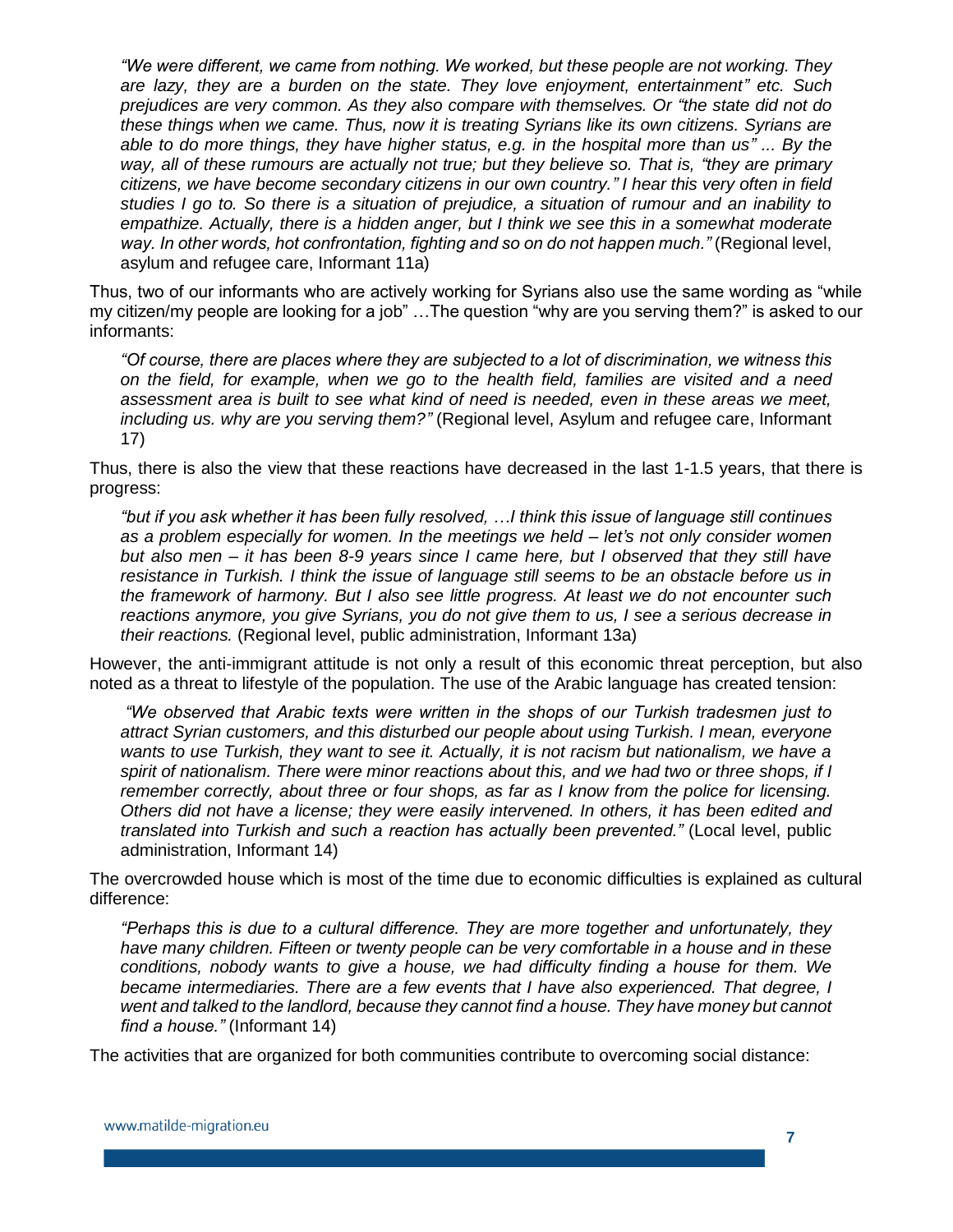*"We were different, we came from nothing. We worked, but these people are not working. They are lazy, they are a burden on the state. They love enjoyment, entertainment" etc. Such prejudices are very common. As they also compare with themselves. Or "the state did not do these things when we came. Thus, now it is treating Syrians like its own citizens. Syrians are able to do more things, they have higher status, e.g. in the hospital more than us" ... By the way, all of these rumours are actually not true; but they believe so. That is, "they are primary citizens, we have become secondary citizens in our own country." I hear this very often in field studies I go to. So there is a situation of prejudice, a situation of rumour and an inability to empathize. Actually, there is a hidden anger, but I think we see this in a somewhat moderate way. In other words, hot confrontation, fighting and so on do not happen much."* (Regional level, asylum and refugee care, Informant 11a)

Thus, two of our informants who are actively working for Syrians also use the same wording as "while my citizen/my people are looking for a job" …The question "why are you serving them?" is asked to our informants:

> *"Of course, there are places where they are subjected to a lot of discrimination, we witness this on the field, for example, when we go to the health field, families are visited and a need assessment area is built to see what kind of need is needed, even in these areas we meet, including us. why are you serving them?"* (Regional level, Asylum and refugee care, Informant 17)

Thus, there is also the view that these reactions have decreased in the last 1-1.5 years, that there is progress:

> *"but if you ask whether it has been fully resolved, …I think this issue of language still continues as a problem especially for women. In the meetings we held – let's not only consider women but also men – it has been 8-9 years since I came here, but I observed that they still have resistance in Turkish. I think the issue of language still seems to be an obstacle before us in the framework of harmony. But I also see little progress. At least we do not encounter such reactions anymore, you give Syrians, you do not give them to us, I see a serious decrease in their reactions.* (Regional level, public administration, Informant 13a)

However, the anti-immigrant attitude is not only a result of this economic threat perception, but also noted as a threat to lifestyle of the population. The use of the Arabic language has created tension:

> *"We observed that Arabic texts were written in the shops of our Turkish tradesmen just to attract Syrian customers, and this disturbed our people about using Turkish. I mean, everyone wants to use Turkish, they want to see it. Actually, it is not racism but nationalism, we have a spirit of nationalism. There were minor reactions about this, and we had two or three shops, if I remember correctly, about three or four shops, as far as I know from the police for licensing. Others did not have a license; they were easily intervened. In others, it has been edited and translated into Turkish and such a reaction has actually been prevented."* (Local level, public administration, Informant 14)

The overcrowded house which is most of the time due to economic difficulties is explained as cultural difference:

> *"Perhaps this is due to a cultural difference. They are more together and unfortunately, they have many children. Fifteen or twenty people can be very comfortable in a house and in these conditions, nobody wants to give a house, we had difficulty finding a house for them. We became intermediaries. There are a few events that I have also experienced. That degree, I went and talked to the landlord, because they cannot find a house. They have money but cannot find a house."* (Informant 14)

The activities that are organized for both communities contribute to overcoming social distance: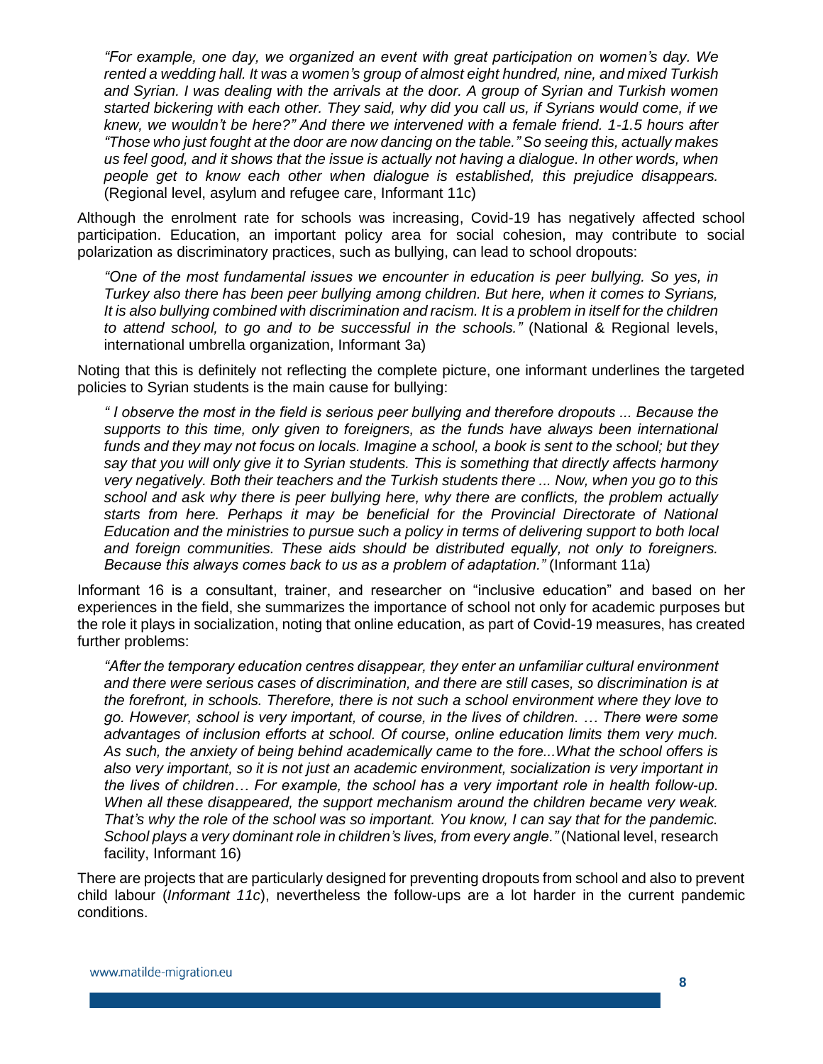> *"For example, one day, we organized an event with great participation on women's day. We rented a wedding hall. It was a women's group of almost eight hundred, nine, and mixed Turkish and Syrian. I was dealing with the arrivals at the door. A group of Syrian and Turkish women started bickering with each other. They said, why did you call us, if Syrians would come, if we knew, we wouldn't be here?" And there we intervened with a female friend. 1-1.5 hours after "Those who just fought at the door are now dancing on the table." So seeing this, actually makes us feel good, and it shows that the issue is actually not having a dialogue. In other words, when people get to know each other when dialogue is established, this prejudice disappears.* (Regional level, asylum and refugee care, Informant 11c)

Although the enrolment rate for schools was increasing, Covid-19 has negatively affected school participation. Education, an important policy area for social cohesion, may contribute to social polarization as discriminatory practices, such as bullying, can lead to school dropouts:

> *"One of the most fundamental issues we encounter in education is peer bullying. So yes, in Turkey also there has been peer bullying among children. But here, when it comes to Syrians, It is also bullying combined with discrimination and racism. It is a problem in itself for the children to attend school, to go and to be successful in the schools."* (National & Regional levels, international umbrella organization, Informant 3a)

Noting that this is definitely not reflecting the complete picture, one informant underlines the targeted policies to Syrian students is the main cause for bullying:

> *" I observe the most in the field is serious peer bullying and therefore dropouts ... Because the supports to this time, only given to foreigners, as the funds have always been international funds and they may not focus on locals. Imagine a school, a book is sent to the school; but they say that you will only give it to Syrian students. This is something that directly affects harmony very negatively. Both their teachers and the Turkish students there ... Now, when you go to this school and ask why there is peer bullying here, why there are conflicts, the problem actually starts from here. Perhaps it may be beneficial for the Provincial Directorate of National Education and the ministries to pursue such a policy in terms of delivering support to both local and foreign communities. These aids should be distributed equally, not only to foreigners. Because this always comes back to us as a problem of adaptation."* (Informant 11a)

Informant 16 is a consultant, trainer, and researcher on "inclusive education" and based on her experiences in the field, she summarizes the importance of school not only for academic purposes but the role it plays in socialization, noting that online education, as part of Covid-19 measures, has created further problems:

> *"After the temporary education centres disappear, they enter an unfamiliar cultural environment and there were serious cases of discrimination, and there are still cases, so discrimination is at the forefront, in schools. Therefore, there is not such a school environment where they love to go. However, school is very important, of course, in the lives of children. … There were some advantages of inclusion efforts at school. Of course, online education limits them very much. As such, the anxiety of being behind academically came to the fore...What the school offers is also very important, so it is not just an academic environment, socialization is very important in the lives of children… For example, the school has a very important role in health follow-up. When all these disappeared, the support mechanism around the children became very weak. That's why the role of the school was so important. You know, I can say that for the pandemic. School plays a very dominant role in children's lives, from every angle."* (National level, research facility, Informant 16)

There are projects that are particularly designed for preventing dropouts from school and also to prevent child labour (*Informant 11c*), nevertheless the follow-ups are a lot harder in the current pandemic conditions.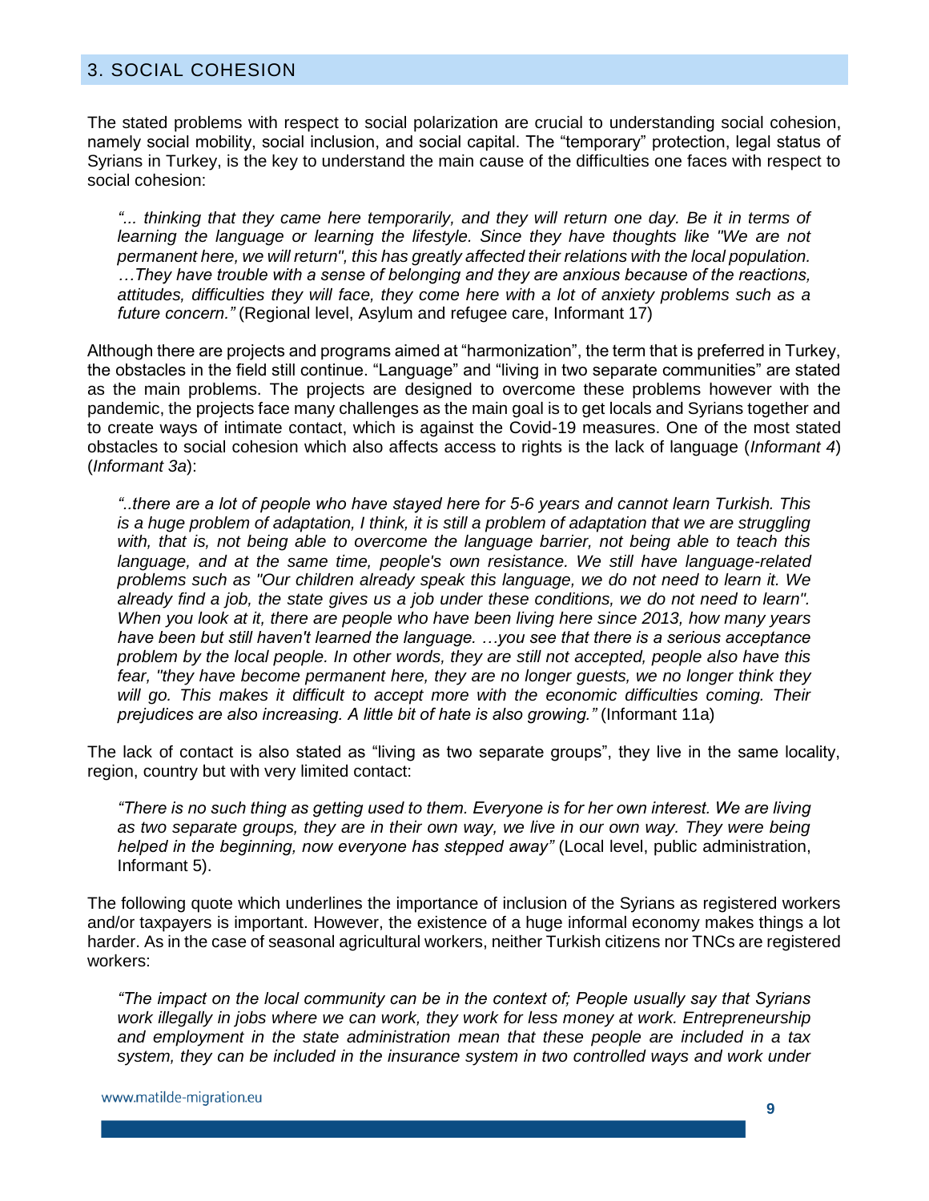## 3. SOCIAL COHESION

The stated problems with respect to social polarization are crucial to understanding social cohesion, namely social mobility, social inclusion, and social capital. The "temporary" protection, legal status of Syrians in Turkey, is the key to understand the main cause of the difficulties one faces with respect to social cohesion:

> *"... thinking that they came here temporarily, and they will return one day. Be it in terms of learning the language or learning the lifestyle. Since they have thoughts like "We are not permanent here, we will return", this has greatly affected their relations with the local population. …They have trouble with a sense of belonging and they are anxious because of the reactions, attitudes, difficulties they will face, they come here with a lot of anxiety problems such as a future concern."* (Regional level, Asylum and refugee care, Informant 17)

Although there are projects and programs aimed at "harmonization", the term that is preferred in Turkey, the obstacles in the field still continue. "Language" and "living in two separate communities" are stated as the main problems. The projects are designed to overcome these problems however with the pandemic, the projects face many challenges as the main goal is to get locals and Syrians together and to create ways of intimate contact, which is against the Covid-19 measures. One of the most stated obstacles to social cohesion which also affects access to rights is the lack of language (*Informant 4*) (*Informant 3a*):

> *"..there are a lot of people who have stayed here for 5-6 years and cannot learn Turkish. This is a huge problem of adaptation, I think, it is still a problem of adaptation that we are struggling with, that is, not being able to overcome the language barrier, not being able to teach this language, and at the same time, people's own resistance. We still have language-related problems such as "Our children already speak this language, we do not need to learn it. We already find a job, the state gives us a job under these conditions, we do not need to learn". When you look at it, there are people who have been living here since 2013, how many years have been but still haven't learned the language. …you see that there is a serious acceptance problem by the local people. In other words, they are still not accepted, people also have this fear, "they have become permanent here, they are no longer guests, we no longer think they will go. This makes it difficult to accept more with the economic difficulties coming. Their prejudices are also increasing. A little bit of hate is also growing."* (Informant 11a)

The lack of contact is also stated as "living as two separate groups", they live in the same locality, region, country but with very limited contact:

> *"There is no such thing as getting used to them. Everyone is for her own interest. We are living as two separate groups, they are in their own way, we live in our own way. They were being helped in the beginning, now everyone has stepped away"* (Local level, public administration, Informant 5).

The following quote which underlines the importance of inclusion of the Syrians as registered workers and/or taxpayers is important. However, the existence of a huge informal economy makes things a lot harder. As in the case of seasonal agricultural workers, neither Turkish citizens nor TNCs are registered workers:

> *"The impact on the local community can be in the context of; People usually say that Syrians work illegally in jobs where we can work, they work for less money at work. Entrepreneurship and employment in the state administration mean that these people are included in a tax system, they can be included in the insurance system in two controlled ways and work under*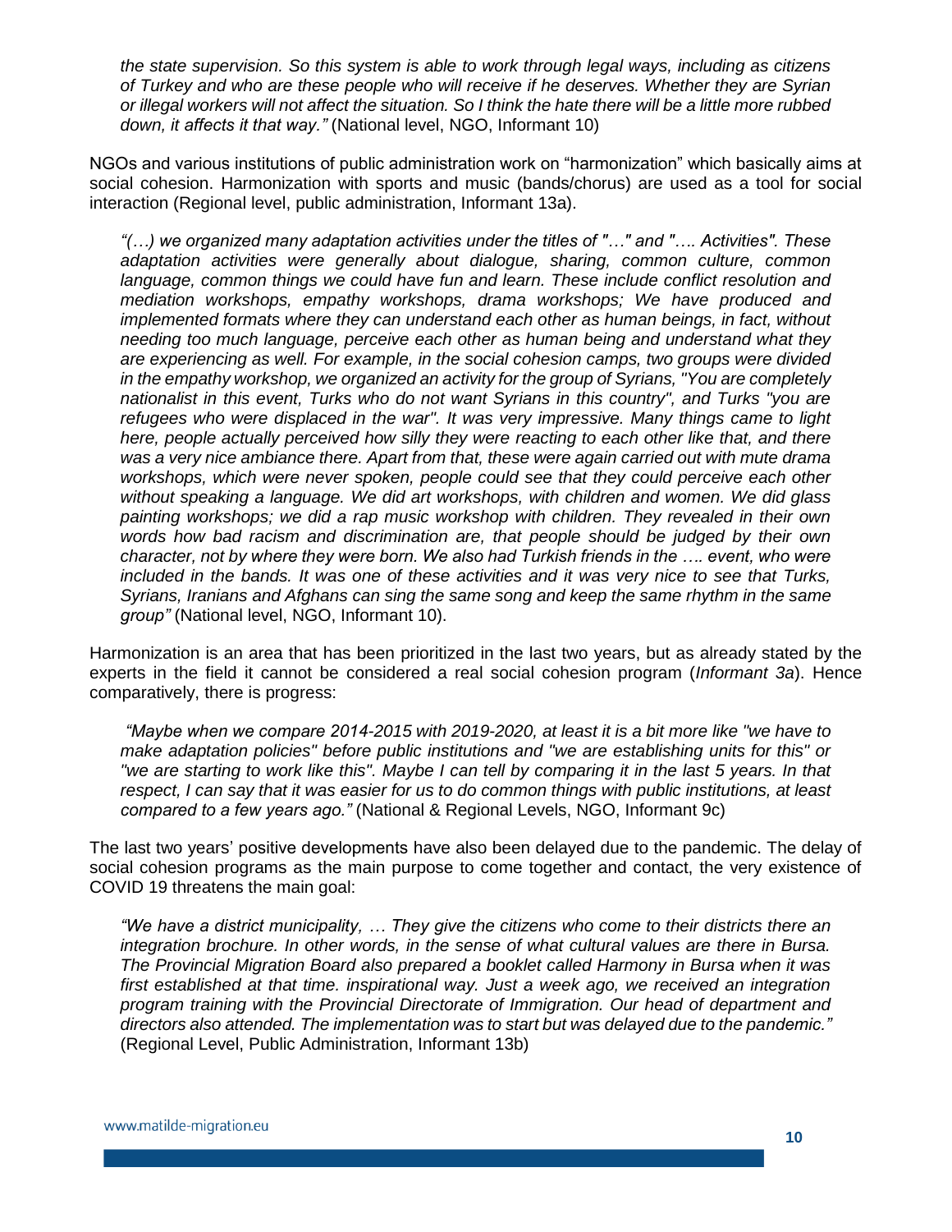*the state supervision. So this system is able to work through legal ways, including as citizens of Turkey and who are these people who will receive if he deserves. Whether they are Syrian or illegal workers will not affect the situation. So I think the hate there will be a little more rubbed down, it affects it that way."* (National level, NGO, Informant 10)

NGOs and various institutions of public administration work on "harmonization" which basically aims at social cohesion. Harmonization with sports and music (bands/chorus) are used as a tool for social interaction (Regional level, public administration, Informant 13a).

> *"(…) we organized many adaptation activities under the titles of "…" and "…. Activities". These adaptation activities were generally about dialogue, sharing, common culture, common language, common things we could have fun and learn. These include conflict resolution and mediation workshops, empathy workshops, drama workshops; We have produced and implemented formats where they can understand each other as human beings, in fact, without needing too much language, perceive each other as human being and understand what they are experiencing as well. For example, in the social cohesion camps, two groups were divided in the empathy workshop, we organized an activity for the group of Syrians, "You are completely nationalist in this event, Turks who do not want Syrians in this country", and Turks "you are refugees who were displaced in the war". It was very impressive. Many things came to light here, people actually perceived how silly they were reacting to each other like that, and there was a very nice ambiance there. Apart from that, these were again carried out with mute drama workshops, which were never spoken, people could see that they could perceive each other without speaking a language. We did art workshops, with children and women. We did glass painting workshops; we did a rap music workshop with children. They revealed in their own words how bad racism and discrimination are, that people should be judged by their own character, not by where they were born. We also had Turkish friends in the …. event, who were included in the bands. It was one of these activities and it was very nice to see that Turks, Syrians, Iranians and Afghans can sing the same song and keep the same rhythm in the same group"* (National level, NGO, Informant 10).

Harmonization is an area that has been prioritized in the last two years, but as already stated by the experts in the field it cannot be considered a real social cohesion program (*Informant 3a*). Hence comparatively, there is progress:

> *"Maybe when we compare 2014-2015 with 2019-2020, at least it is a bit more like "we have to make adaptation policies" before public institutions and "we are establishing units for this" or "we are starting to work like this". Maybe I can tell by comparing it in the last 5 years. In that respect, I can say that it was easier for us to do common things with public institutions, at least compared to a few years ago."* (National & Regional Levels, NGO, Informant 9c)

The last two years' positive developments have also been delayed due to the pandemic. The delay of social cohesion programs as the main purpose to come together and contact, the very existence of COVID 19 threatens the main goal:

> *"We have a district municipality, … They give the citizens who come to their districts there an integration brochure. In other words, in the sense of what cultural values are there in Bursa. The Provincial Migration Board also prepared a booklet called Harmony in Bursa when it was first established at that time. inspirational way. Just a week ago, we received an integration program training with the Provincial Directorate of Immigration. Our head of department and directors also attended. The implementation was to start but was delayed due to the pandemic."* (Regional Level, Public Administration, Informant 13b)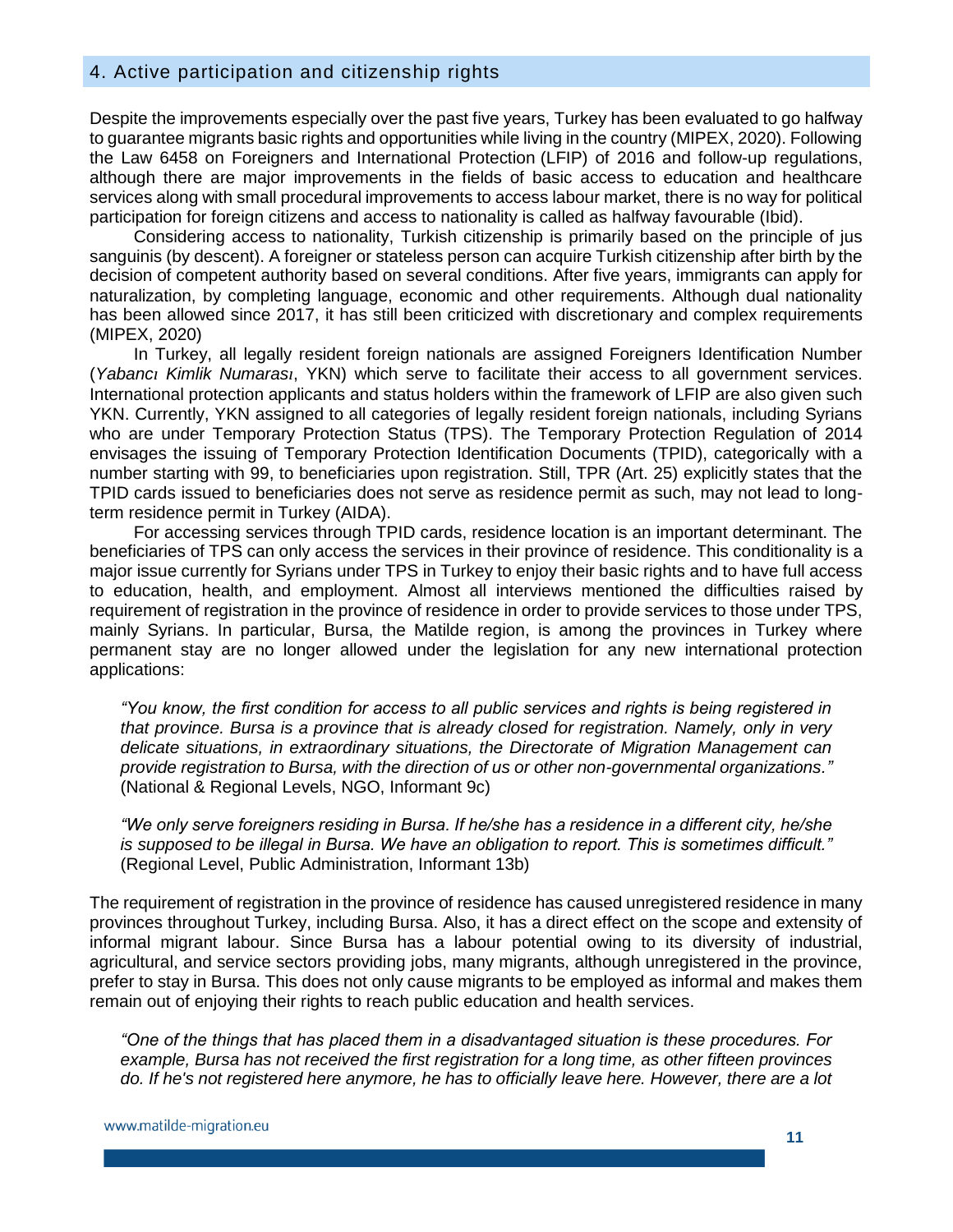## 4. Active participation and citizenship rights

Despite the improvements especially over the past five years, Turkey has been evaluated to go halfway to guarantee migrants basic rights and opportunities while living in the country (MIPEX, 2020). Following the Law 6458 on Foreigners and International Protection (LFIP) of 2016 and follow-up regulations, although there are major improvements in the fields of basic access to education and healthcare services along with small procedural improvements to access labour market, there is no way for political participation for foreign citizens and access to nationality is called as halfway favourable (Ibid).

Considering access to nationality, Turkish citizenship is primarily based on the principle of jus sanguinis (by descent). A foreigner or stateless person can acquire Turkish citizenship after birth by the decision of competent authority based on several conditions. After five years, immigrants can apply for naturalization, by completing language, economic and other requirements. Although dual nationality has been allowed since 2017, it has still been criticized with discretionary and complex requirements (MIPEX, 2020)

In Turkey, all legally resident foreign nationals are assigned Foreigners Identification Number (*Yabancı Kimlik Numarası*, YKN) which serve to facilitate their access to all government services. International protection applicants and status holders within the framework of LFIP are also given such YKN. Currently, YKN assigned to all categories of legally resident foreign nationals, including Syrians who are under Temporary Protection Status (TPS). The Temporary Protection Regulation of 2014 envisages the issuing of Temporary Protection Identification Documents (TPID), categorically with a number starting with 99, to beneficiaries upon registration. Still, TPR (Art. 25) explicitly states that the TPID cards issued to beneficiaries does not serve as residence permit as such, may not lead to long-term residence permit in Turkey (AIDA).

For accessing services through TPID cards, residence location is an important determinant. The beneficiaries of TPS can only access the services in their province of residence. This conditionality is a major issue currently for Syrians under TPS in Turkey to enjoy their basic rights and to have full access to education, health, and employment. Almost all interviews mentioned the difficulties raised by requirement of registration in the province of residence in order to provide services to those under TPS, mainly Syrians. In particular, Bursa, the Matilde region, is among the provinces in Turkey where permanent stay are no longer allowed under the legislation for any new international protection applications:

> *"You know, the first condition for access to all public services and rights is being registered in that province. Bursa is a province that is already closed for registration. Namely, only in very delicate situations, in extraordinary situations, the Directorate of Migration Management can provide registration to Bursa, with the direction of us or other non-governmental organizations."* (National & Regional Levels, NGO, Informant 9c)

> *"We only serve foreigners residing in Bursa. If he/she has a residence in a different city, he/she is supposed to be illegal in Bursa. We have an obligation to report. This is sometimes difficult."* (Regional Level, Public Administration, Informant 13b)

The requirement of registration in the province of residence has caused unregistered residence in many provinces throughout Turkey, including Bursa. Also, it has a direct effect on the scope and extensity of informal migrant labour. Since Bursa has a labour potential owing to its diversity of industrial, agricultural, and service sectors providing jobs, many migrants, although unregistered in the province, prefer to stay in Bursa. This does not only cause migrants to be employed as informal and makes them remain out of enjoying their rights to reach public education and health services.

> *"One of the things that has placed them in a disadvantaged situation is these procedures. For example, Bursa has not received the first registration for a long time, as other fifteen provinces do. If he's not registered here anymore, he has to officially leave here. However, there are a lot*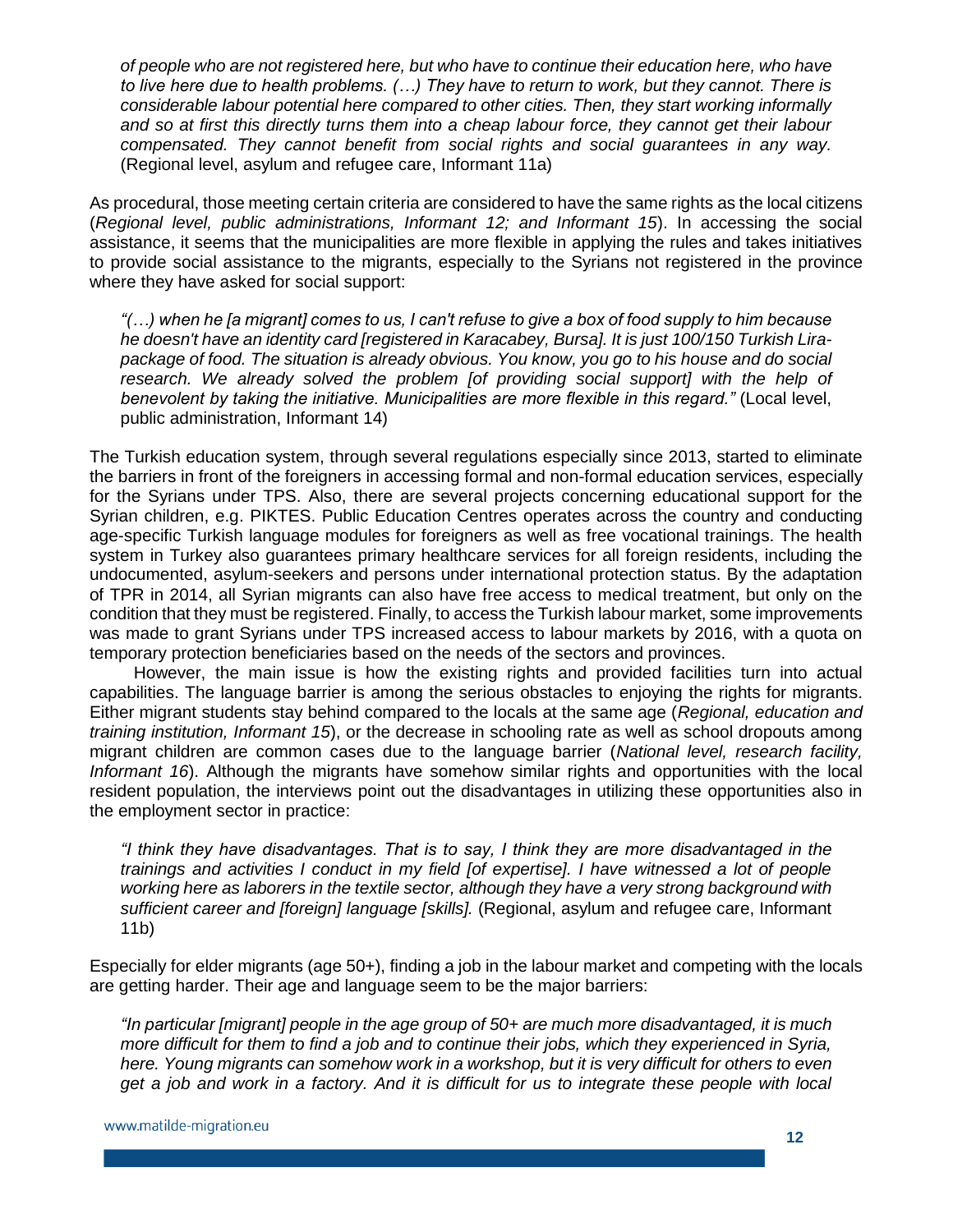*of people who are not registered here, but who have to continue their education here, who have to live here due to health problems. (…) They have to return to work, but they cannot. There is considerable labour potential here compared to other cities. Then, they start working informally and so at first this directly turns them into a cheap labour force, they cannot get their labour compensated. They cannot benefit from social rights and social guarantees in any way.* (Regional level, asylum and refugee care, Informant 11a)

As procedural, those meeting certain criteria are considered to have the same rights as the local citizens (*Regional level, public administrations, Informant 12; and Informant 15*). In accessing the social assistance, it seems that the municipalities are more flexible in applying the rules and takes initiatives to provide social assistance to the migrants, especially to the Syrians not registered in the province where they have asked for social support:

> *"(…) when he [a migrant] comes to us, I can't refuse to give a box of food supply to him because he doesn't have an identity card [registered in Karacabey, Bursa]. It is just 100/150 Turkish Lira-package of food. The situation is already obvious. You know, you go to his house and do social research. We already solved the problem [of providing social support] with the help of benevolent by taking the initiative. Municipalities are more flexible in this regard."* (Local level, public administration, Informant 14)

The Turkish education system, through several regulations especially since 2013, started to eliminate the barriers in front of the foreigners in accessing formal and non-formal education services, especially for the Syrians under TPS. Also, there are several projects concerning educational support for the Syrian children, e.g. PIKTES. Public Education Centres operates across the country and conducting age-specific Turkish language modules for foreigners as well as free vocational trainings. The health system in Turkey also guarantees primary healthcare services for all foreign residents, including the undocumented, asylum-seekers and persons under international protection status. By the adaptation of TPR in 2014, all Syrian migrants can also have free access to medical treatment, but only on the condition that they must be registered. Finally, to access the Turkish labour market, some improvements was made to grant Syrians under TPS increased access to labour markets by 2016, with a quota on temporary protection beneficiaries based on the needs of the sectors and provinces.

However, the main issue is how the existing rights and provided facilities turn into actual capabilities. The language barrier is among the serious obstacles to enjoying the rights for migrants. Either migrant students stay behind compared to the locals at the same age (*Regional, education and training institution, Informant 15*), or the decrease in schooling rate as well as school dropouts among migrant children are common cases due to the language barrier (*National level, research facility, Informant 16*). Although the migrants have somehow similar rights and opportunities with the local resident population, the interviews point out the disadvantages in utilizing these opportunities also in the employment sector in practice:

> *"I think they have disadvantages. That is to say, I think they are more disadvantaged in the trainings and activities I conduct in my field [of expertise]. I have witnessed a lot of people working here as laborers in the textile sector, although they have a very strong background with sufficient career and [foreign] language [skills].* (Regional, asylum and refugee care, Informant 11b)

Especially for elder migrants (age 50+), finding a job in the labour market and competing with the locals are getting harder. Their age and language seem to be the major barriers:

> *"In particular [migrant] people in the age group of 50+ are much more disadvantaged, it is much more difficult for them to find a job and to continue their jobs, which they experienced in Syria, here. Young migrants can somehow work in a workshop, but it is very difficult for others to even get a job and work in a factory. And it is difficult for us to integrate these people with local*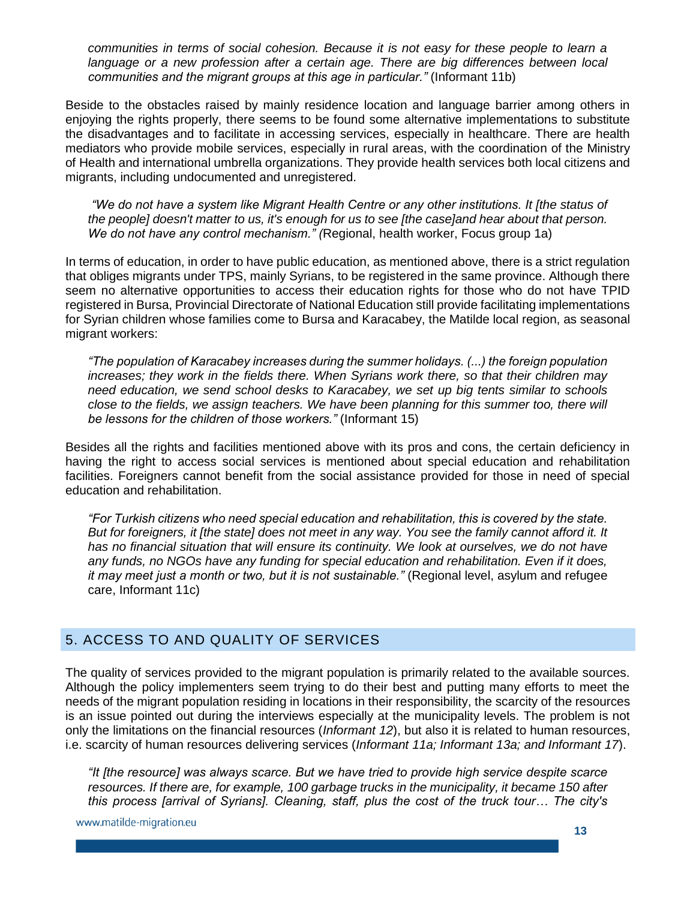*communities in terms of social cohesion. Because it is not easy for these people to learn a language or a new profession after a certain age. There are big differences between local communities and the migrant groups at this age in particular."* (Informant 11b)

Beside to the obstacles raised by mainly residence location and language barrier among others in enjoying the rights properly, there seems to be found some alternative implementations to substitute the disadvantages and to facilitate in accessing services, especially in healthcare. There are health mediators who provide mobile services, especially in rural areas, with the coordination of the Ministry of Health and international umbrella organizations. They provide health services both local citizens and migrants, including undocumented and unregistered.

*"We do not have a system like Migrant Health Centre or any other institutions. It [the status of the people] doesn't matter to us, it's enough for us to see [the case]and hear about that person. We do not have any control mechanism." (*Regional, health worker, Focus group 1a)

In terms of education, in order to have public education, as mentioned above, there is a strict regulation that obliges migrants under TPS, mainly Syrians, to be registered in the same province. Although there seem no alternative opportunities to access their education rights for those who do not have TPID registered in Bursa, Provincial Directorate of National Education still provide facilitating implementations for Syrian children whose families come to Bursa and Karacabey, the Matilde local region, as seasonal migrant workers:

*"The population of Karacabey increases during the summer holidays. (...) the foreign population increases; they work in the fields there. When Syrians work there, so that their children may need education, we send school desks to Karacabey, we set up big tents similar to schools close to the fields, we assign teachers. We have been planning for this summer too, there will be lessons for the children of those workers."* (Informant 15)

Besides all the rights and facilities mentioned above with its pros and cons, the certain deficiency in having the right to access social services is mentioned about special education and rehabilitation facilities. Foreigners cannot benefit from the social assistance provided for those in need of special education and rehabilitation.

*"For Turkish citizens who need special education and rehabilitation, this is covered by the state. But for foreigners, it [the state] does not meet in any way. You see the family cannot afford it. It has no financial situation that will ensure its continuity. We look at ourselves, we do not have any funds, no NGOs have any funding for special education and rehabilitation. Even if it does, it may meet just a month or two, but it is not sustainable."* (Regional level, asylum and refugee care, Informant 11c)

## 5. ACCESS TO AND QUALITY OF SERVICES

The quality of services provided to the migrant population is primarily related to the available sources. Although the policy implementers seem trying to do their best and putting many efforts to meet the needs of the migrant population residing in locations in their responsibility, the scarcity of the resources is an issue pointed out during the interviews especially at the municipality levels. The problem is not only the limitations on the financial resources (*Informant 12*), but also it is related to human resources, i.e. scarcity of human resources delivering services (*Informant 11a; Informant 13a; and Informant 17*).

*"It [the resource] was always scarce. But we have tried to provide high service despite scarce resources. If there are, for example, 100 garbage trucks in the municipality, it became 150 after this process [arrival of Syrians]. Cleaning, staff, plus the cost of the truck tour… The city's*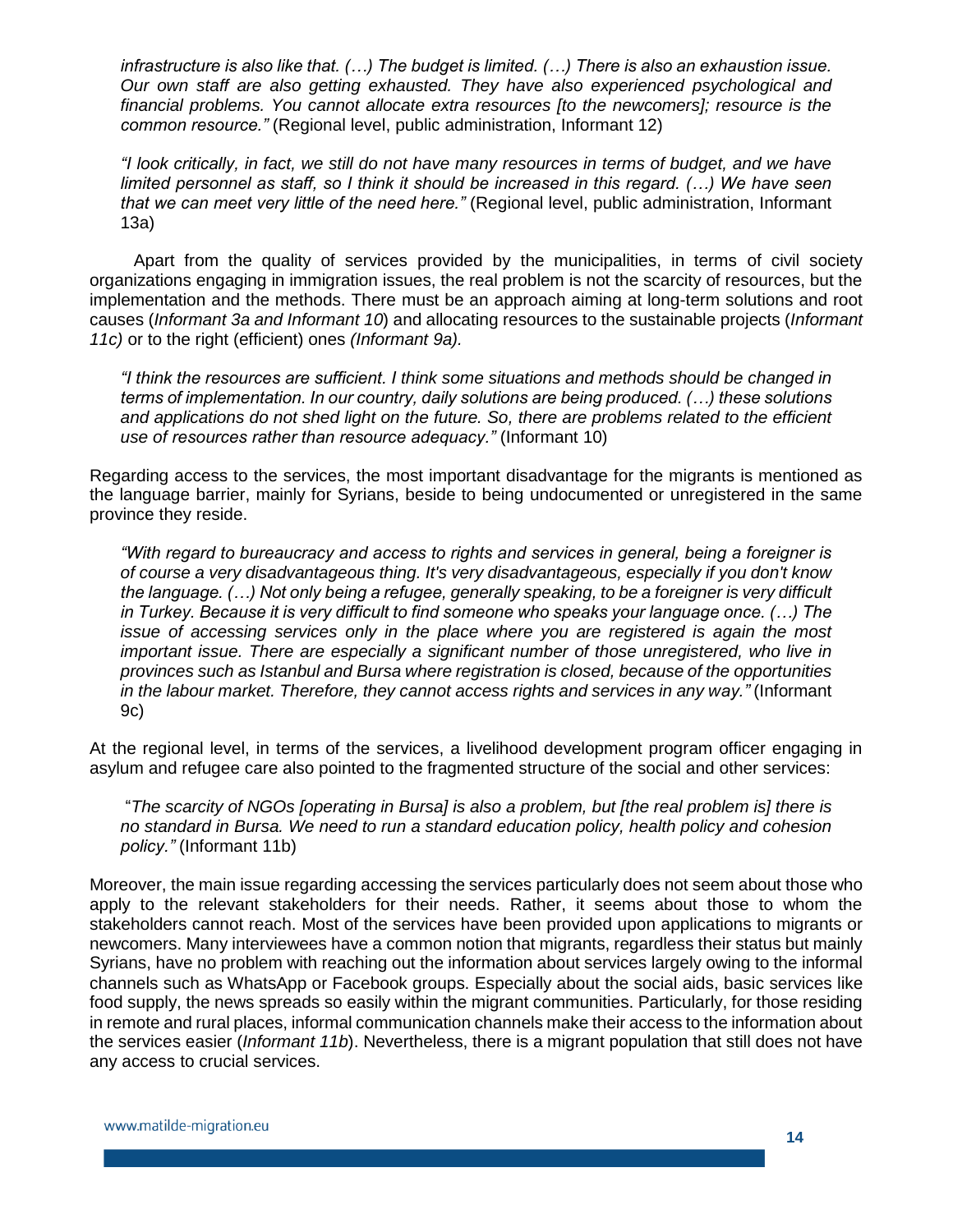*infrastructure is also like that. (…) The budget is limited. (…) There is also an exhaustion issue. Our own staff are also getting exhausted. They have also experienced psychological and financial problems. You cannot allocate extra resources [to the newcomers]; resource is the common resource."* (Regional level, public administration, Informant 12)

*"I look critically, in fact, we still do not have many resources in terms of budget, and we have limited personnel as staff, so I think it should be increased in this regard. (…) We have seen that we can meet very little of the need here."* (Regional level, public administration, Informant 13a)

Apart from the quality of services provided by the municipalities, in terms of civil society organizations engaging in immigration issues, the real problem is not the scarcity of resources, but the implementation and the methods. There must be an approach aiming at long-term solutions and root causes (*Informant 3a and Informant 10*) and allocating resources to the sustainable projects (*Informant 11c)* or to the right (efficient) ones *(Informant 9a).*

*"I think the resources are sufficient. I think some situations and methods should be changed in terms of implementation. In our country, daily solutions are being produced. (…) these solutions and applications do not shed light on the future. So, there are problems related to the efficient use of resources rather than resource adequacy."* (Informant 10)

Regarding access to the services, the most important disadvantage for the migrants is mentioned as the language barrier, mainly for Syrians, beside to being undocumented or unregistered in the same province they reside.

*"With regard to bureaucracy and access to rights and services in general, being a foreigner is of course a very disadvantageous thing. It's very disadvantageous, especially if you don't know the language. (…) Not only being a refugee, generally speaking, to be a foreigner is very difficult in Turkey. Because it is very difficult to find someone who speaks your language once. (…) The issue of accessing services only in the place where you are registered is again the most important issue. There are especially a significant number of those unregistered, who live in provinces such as Istanbul and Bursa where registration is closed, because of the opportunities in the labour market. Therefore, they cannot access rights and services in any way."* (Informant 9c)

At the regional level, in terms of the services, a livelihood development program officer engaging in asylum and refugee care also pointed to the fragmented structure of the social and other services:

"*The scarcity of NGOs [operating in Bursa] is also a problem, but [the real problem is] there is no standard in Bursa. We need to run a standard education policy, health policy and cohesion policy."* (Informant 11b)

Moreover, the main issue regarding accessing the services particularly does not seem about those who apply to the relevant stakeholders for their needs. Rather, it seems about those to whom the stakeholders cannot reach. Most of the services have been provided upon applications to migrants or newcomers. Many interviewees have a common notion that migrants, regardless their status but mainly Syrians, have no problem with reaching out the information about services largely owing to the informal channels such as WhatsApp or Facebook groups. Especially about the social aids, basic services like food supply, the news spreads so easily within the migrant communities. Particularly, for those residing in remote and rural places, informal communication channels make their access to the information about the services easier (*Informant 11b*). Nevertheless, there is a migrant population that still does not have any access to crucial services.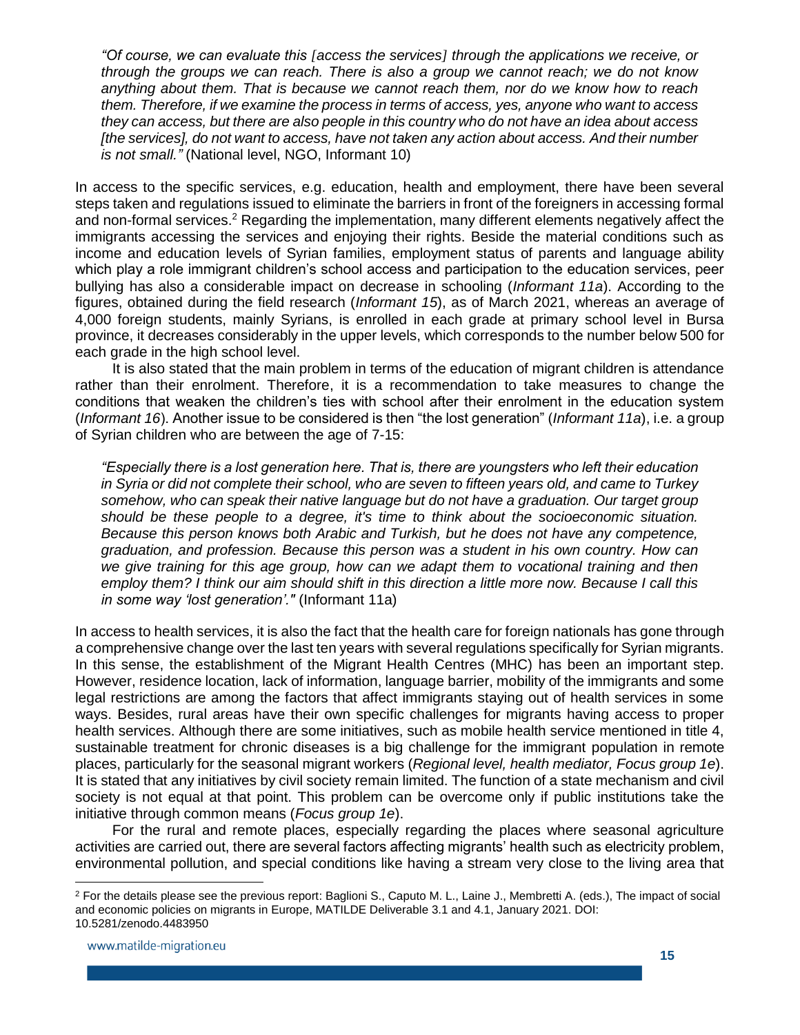*"Of course, we can evaluate this [access the services] through the applications we receive, or through the groups we can reach. There is also a group we cannot reach; we do not know anything about them. That is because we cannot reach them, nor do we know how to reach them. Therefore, if we examine the process in terms of access, yes, anyone who want to access they can access, but there are also people in this country who do not have an idea about access [the services], do not want to access, have not taken any action about access. And their number is not small."* (National level, NGO, Informant 10)

In access to the specific services, e.g. education, health and employment, there have been several steps taken and regulations issued to eliminate the barriers in front of the foreigners in accessing formal and non-formal services.[2] Regarding the implementation, many different elements negatively affect the immigrants accessing the services and enjoying their rights. Beside the material conditions such as income and education levels of Syrian families, employment status of parents and language ability which play a role immigrant children's school access and participation to the education services, peer bullying has also a considerable impact on decrease in schooling (*Informant 11a*). According to the figures, obtained during the field research (*Informant 15*), as of March 2021, whereas an average of 4,000 foreign students, mainly Syrians, is enrolled in each grade at primary school level in Bursa province, it decreases considerably in the upper levels, which corresponds to the number below 500 for each grade in the high school level.

It is also stated that the main problem in terms of the education of migrant children is attendance rather than their enrolment. Therefore, it is a recommendation to take measures to change the conditions that weaken the children's ties with school after their enrolment in the education system (*Informant 16*). Another issue to be considered is then "the lost generation" (*Informant 11a*), i.e. a group of Syrian children who are between the age of 7-15:

*"Especially there is a lost generation here. That is, there are youngsters who left their education in Syria or did not complete their school, who are seven to fifteen years old, and came to Turkey somehow, who can speak their native language but do not have a graduation. Our target group should be these people to a degree, it's time to think about the socioeconomic situation. Because this person knows both Arabic and Turkish, but he does not have any competence, graduation, and profession. Because this person was a student in his own country. How can we give training for this age group, how can we adapt them to vocational training and then employ them? I think our aim should shift in this direction a little more now. Because I call this in some way 'lost generation'."* (Informant 11a)

In access to health services, it is also the fact that the health care for foreign nationals has gone through a comprehensive change over the last ten years with several regulations specifically for Syrian migrants. In this sense, the establishment of the Migrant Health Centres (MHC) has been an important step. However, residence location, lack of information, language barrier, mobility of the immigrants and some legal restrictions are among the factors that affect immigrants staying out of health services in some ways. Besides, rural areas have their own specific challenges for migrants having access to proper health services. Although there are some initiatives, such as mobile health service mentioned in title 4, sustainable treatment for chronic diseases is a big challenge for the immigrant population in remote places, particularly for the seasonal migrant workers (*Regional level, health mediator, Focus group 1e*). It is stated that any initiatives by civil society remain limited. The function of a state mechanism and civil society is not equal at that point. This problem can be overcome only if public institutions take the initiative through common means (*Focus group 1e*).

For the rural and remote places, especially regarding the places where seasonal agriculture activities are carried out, there are several factors affecting migrants' health such as electricity problem, environmental pollution, and special conditions like having a stream very close to the living area that

[2] For the details please see the previous report: Baglioni S., Caputo M. L., Laine J., Membretti A. (eds.), The impact of social and economic policies on migrants in Europe, MATILDE Deliverable 3.1 and 4.1, January 2021. DOI: 10.5281/zenodo.4483950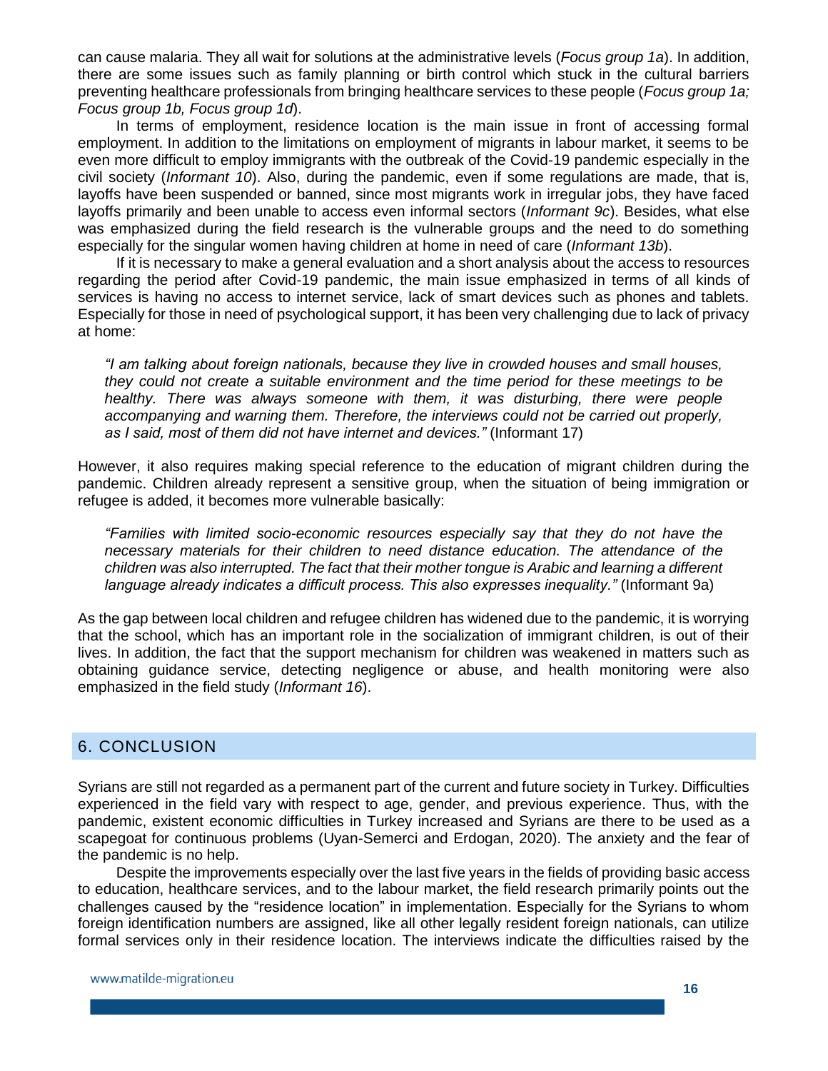can cause malaria. They all wait for solutions at the administrative levels (*Focus group 1a*). In addition, there are some issues such as family planning or birth control which stuck in the cultural barriers preventing healthcare professionals from bringing healthcare services to these people (*Focus group 1a; Focus group 1b, Focus group 1d*).

In terms of employment, residence location is the main issue in front of accessing formal employment. In addition to the limitations on employment of migrants in labour market, it seems to be even more difficult to employ immigrants with the outbreak of the Covid-19 pandemic especially in the civil society (*Informant 10*). Also, during the pandemic, even if some regulations are made, that is, layoffs have been suspended or banned, since most migrants work in irregular jobs, they have faced layoffs primarily and been unable to access even informal sectors (*Informant 9c*). Besides, what else was emphasized during the field research is the vulnerable groups and the need to do something especially for the singular women having children at home in need of care (*Informant 13b*).

If it is necessary to make a general evaluation and a short analysis about the access to resources regarding the period after Covid-19 pandemic, the main issue emphasized in terms of all kinds of services is having no access to internet service, lack of smart devices such as phones and tablets. Especially for those in need of psychological support, it has been very challenging due to lack of privacy at home:

> *"I am talking about foreign nationals, because they live in crowded houses and small houses, they could not create a suitable environment and the time period for these meetings to be healthy. There was always someone with them, it was disturbing, there were people accompanying and warning them. Therefore, the interviews could not be carried out properly, as I said, most of them did not have internet and devices."* (Informant 17)

However, it also requires making special reference to the education of migrant children during the pandemic. Children already represent a sensitive group, when the situation of being immigration or refugee is added, it becomes more vulnerable basically:

> *"Families with limited socio-economic resources especially say that they do not have the necessary materials for their children to need distance education. The attendance of the children was also interrupted. The fact that their mother tongue is Arabic and learning a different language already indicates a difficult process. This also expresses inequality."* (Informant 9a)

As the gap between local children and refugee children has widened due to the pandemic, it is worrying that the school, which has an important role in the socialization of immigrant children, is out of their lives. In addition, the fact that the support mechanism for children was weakened in matters such as obtaining guidance service, detecting negligence or abuse, and health monitoring were also emphasized in the field study (*Informant 16*).

## 6. CONCLUSION

Syrians are still not regarded as a permanent part of the current and future society in Turkey. Difficulties experienced in the field vary with respect to age, gender, and previous experience. Thus, with the pandemic, existent economic difficulties in Turkey increased and Syrians are there to be used as a scapegoat for continuous problems (Uyan-Semerci and Erdogan, 2020). The anxiety and the fear of the pandemic is no help.

Despite the improvements especially over the last five years in the fields of providing basic access to education, healthcare services, and to the labour market, the field research primarily points out the challenges caused by the "residence location" in implementation. Especially for the Syrians to whom foreign identification numbers are assigned, like all other legally resident foreign nationals, can utilize formal services only in their residence location. The interviews indicate the difficulties raised by the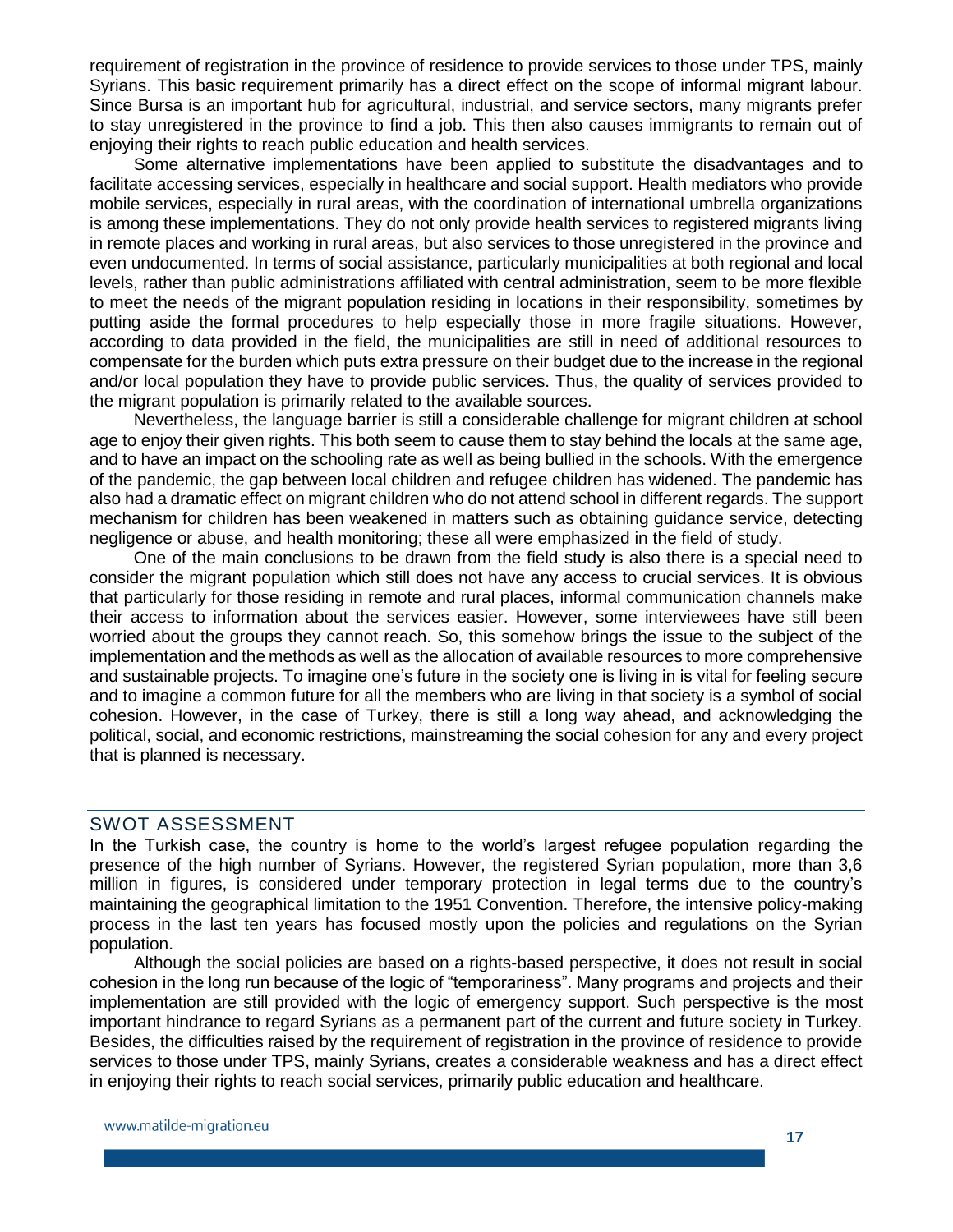requirement of registration in the province of residence to provide services to those under TPS, mainly Syrians. This basic requirement primarily has a direct effect on the scope of informal migrant labour. Since Bursa is an important hub for agricultural, industrial, and service sectors, many migrants prefer to stay unregistered in the province to find a job. This then also causes immigrants to remain out of enjoying their rights to reach public education and health services.

Some alternative implementations have been applied to substitute the disadvantages and to facilitate accessing services, especially in healthcare and social support. Health mediators who provide mobile services, especially in rural areas, with the coordination of international umbrella organizations is among these implementations. They do not only provide health services to registered migrants living in remote places and working in rural areas, but also services to those unregistered in the province and even undocumented. In terms of social assistance, particularly municipalities at both regional and local levels, rather than public administrations affiliated with central administration, seem to be more flexible to meet the needs of the migrant population residing in locations in their responsibility, sometimes by putting aside the formal procedures to help especially those in more fragile situations. However, according to data provided in the field, the municipalities are still in need of additional resources to compensate for the burden which puts extra pressure on their budget due to the increase in the regional and/or local population they have to provide public services. Thus, the quality of services provided to the migrant population is primarily related to the available sources.

Nevertheless, the language barrier is still a considerable challenge for migrant children at school age to enjoy their given rights. This both seem to cause them to stay behind the locals at the same age, and to have an impact on the schooling rate as well as being bullied in the schools. With the emergence of the pandemic, the gap between local children and refugee children has widened. The pandemic has also had a dramatic effect on migrant children who do not attend school in different regards. The support mechanism for children has been weakened in matters such as obtaining guidance service, detecting negligence or abuse, and health monitoring; these all were emphasized in the field of study.

One of the main conclusions to be drawn from the field study is also there is a special need to consider the migrant population which still does not have any access to crucial services. It is obvious that particularly for those residing in remote and rural places, informal communication channels make their access to information about the services easier. However, some interviewees have still been worried about the groups they cannot reach. So, this somehow brings the issue to the subject of the implementation and the methods as well as the allocation of available resources to more comprehensive and sustainable projects. To imagine one's future in the society one is living in is vital for feeling secure and to imagine a common future for all the members who are living in that society is a symbol of social cohesion. However, in the case of Turkey, there is still a long way ahead, and acknowledging the political, social, and economic restrictions, mainstreaming the social cohesion for any and every project that is planned is necessary.

## SWOT ASSESSMENT

In the Turkish case, the country is home to the world's largest refugee population regarding the presence of the high number of Syrians. However, the registered Syrian population, more than 3,6 million in figures, is considered under temporary protection in legal terms due to the country's maintaining the geographical limitation to the 1951 Convention. Therefore, the intensive policy-making process in the last ten years has focused mostly upon the policies and regulations on the Syrian population.

Although the social policies are based on a rights-based perspective, it does not result in social cohesion in the long run because of the logic of "temporariness". Many programs and projects and their implementation are still provided with the logic of emergency support. Such perspective is the most important hindrance to regard Syrians as a permanent part of the current and future society in Turkey. Besides, the difficulties raised by the requirement of registration in the province of residence to provide services to those under TPS, mainly Syrians, creates a considerable weakness and has a direct effect in enjoying their rights to reach social services, primarily public education and healthcare.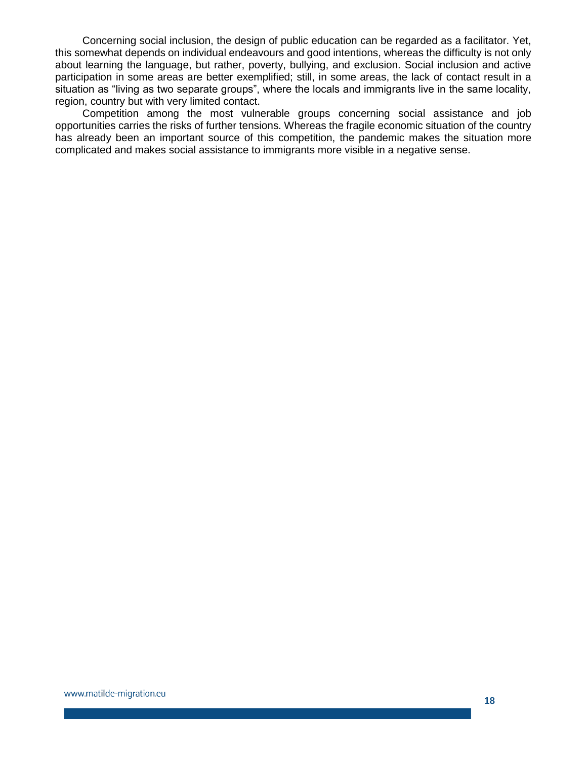Concerning social inclusion, the design of public education can be regarded as a facilitator. Yet, this somewhat depends on individual endeavours and good intentions, whereas the difficulty is not only about learning the language, but rather, poverty, bullying, and exclusion. Social inclusion and active participation in some areas are better exemplified; still, in some areas, the lack of contact result in a situation as “living as two separate groups”, where the locals and immigrants live in the same locality, region, country but with very limited contact.

Competition among the most vulnerable groups concerning social assistance and job opportunities carries the risks of further tensions. Whereas the fragile economic situation of the country has already been an important source of this competition, the pandemic makes the situation more complicated and makes social assistance to immigrants more visible in a negative sense.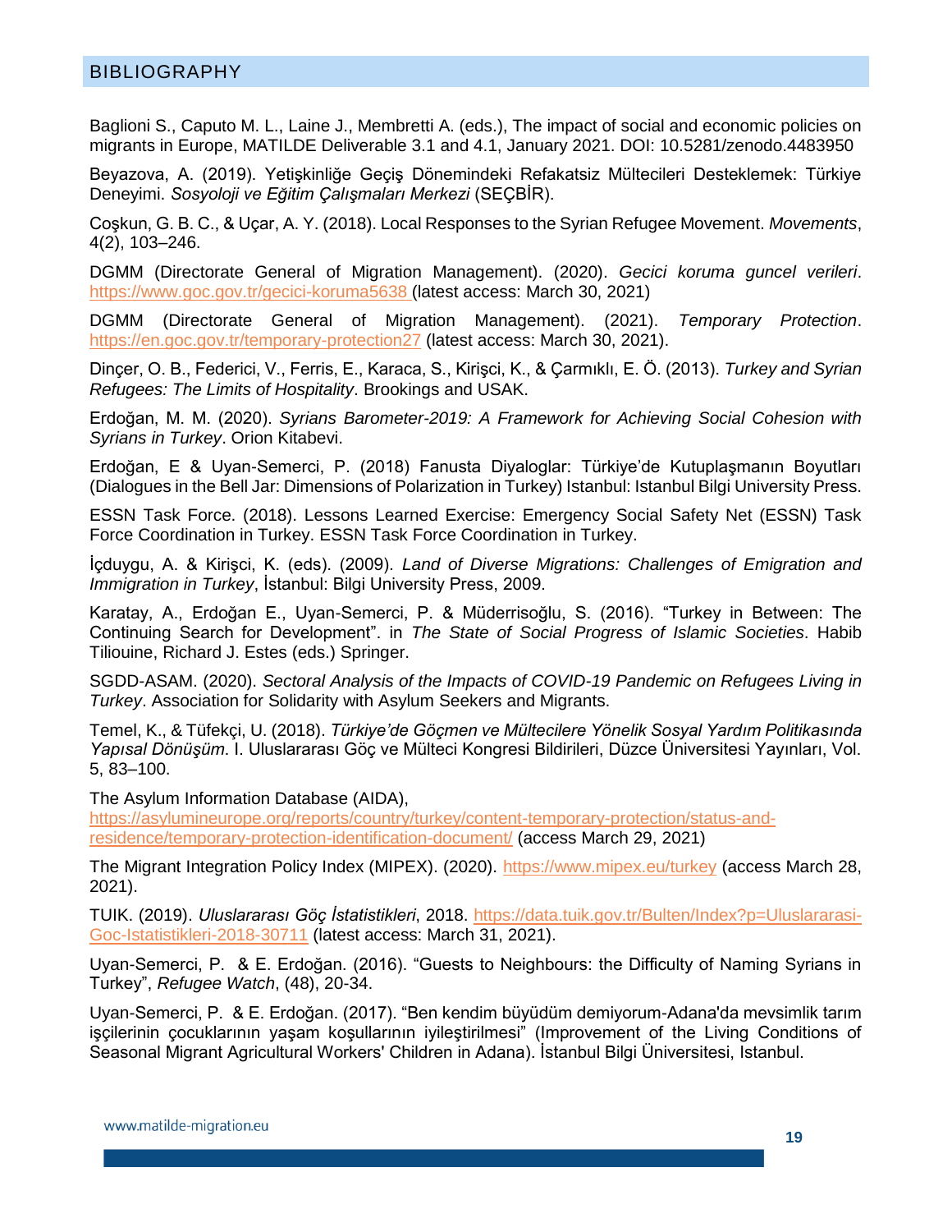## BIBLIOGRAPHY

Baglioni S., Caputo M. L., Laine J., Membretti A. (eds.), The impact of social and economic policies on migrants in Europe, MATILDE Deliverable 3.1 and 4.1, January 2021. DOI: 10.5281/zenodo.4483950

Beyazova, A. (2019). Yetişkinliğe Geçiş Dönemindeki Refakatsiz Mültecileri Desteklemek: Türkiye Deneyimi. *Sosyoloji ve Eğitim Çalışmaları Merkezi* (SEÇBİR).

Coşkun, G. B. C., & Uçar, A. Y. (2018). Local Responses to the Syrian Refugee Movement. *Movements*, 4(2), 103–246.

DGMM (Directorate General of Migration Management). (2020). *Gecici koruma guncel verileri*. https://www.goc.gov.tr/gecici-koruma5638 (latest access: March 30, 2021)

DGMM (Directorate General of Migration Management). (2021). *Temporary Protection*. https://en.goc.gov.tr/temporary-protection27 (latest access: March 30, 2021).

Dinçer, O. B., Federici, V., Ferris, E., Karaca, S., Kirişci, K., & Çarmıklı, E. Ö. (2013). *Turkey and Syrian Refugees: The Limits of Hospitality*. Brookings and USAK.

Erdoğan, M. M. (2020). *Syrians Barometer-2019: A Framework for Achieving Social Cohesion with Syrians in Turkey*. Orion Kitabevi.

Erdoğan, E & Uyan-Semerci, P. (2018) Fanusta Diyaloglar: Türkiye'de Kutuplaşmanın Boyutları (Dialogues in the Bell Jar: Dimensions of Polarization in Turkey) Istanbul: Istanbul Bilgi University Press.

ESSN Task Force. (2018). Lessons Learned Exercise: Emergency Social Safety Net (ESSN) Task Force Coordination in Turkey. ESSN Task Force Coordination in Turkey.

İçduygu, A. & Kirişci, K. (eds). (2009). *Land of Diverse Migrations: Challenges of Emigration and Immigration in Turkey*, İstanbul: Bilgi University Press, 2009.

Karatay, A., Erdoğan E., Uyan-Semerci, P. & Müderrisoğlu, S. (2016). "Turkey in Between: The Continuing Search for Development". in *The State of Social Progress of Islamic Societies*. Habib Tiliouine, Richard J. Estes (eds.) Springer.

SGDD-ASAM. (2020). *Sectoral Analysis of the Impacts of COVID-19 Pandemic on Refugees Living in Turkey*. Association for Solidarity with Asylum Seekers and Migrants.

Temel, K., & Tüfekçi, U. (2018). *Türkiye'de Göçmen ve Mültecilere Yönelik Sosyal Yardım Politikasında Yapısal Dönüşüm*. I. Uluslararası Göç ve Mülteci Kongresi Bildirileri, Düzce Üniversitesi Yayınları, Vol. 5, 83–100.

The Asylum Information Database (AIDA), https://asylumineurope.org/reports/country/turkey/content-temporary-protection/status-and-residence/temporary-protection-identification-document/ (access March 29, 2021)

The Migrant Integration Policy Index (MIPEX). (2020). https://www.mipex.eu/turkey (access March 28, 2021).

TUIK. (2019). *Uluslararası Göç İstatistikleri*, 2018. https://data.tuik.gov.tr/Bulten/Index?p=Uluslararasi-Goc-Istatistikleri-2018-30711 (latest access: March 31, 2021).

Uyan-Semerci, P. & E. Erdoğan. (2016). "Guests to Neighbours: the Difficulty of Naming Syrians in Turkey", *Refugee Watch*, (48), 20-34.

Uyan-Semerci, P. & E. Erdoğan. (2017). "Ben kendim büyüdüm demiyorum-Adana'da mevsimlik tarım işçilerinin çocuklarının yaşam koşullarının iyileştirilmesi" (Improvement of the Living Conditions of Seasonal Migrant Agricultural Workers' Children in Adana). İstanbul Bilgi Üniversitesi, Istanbul.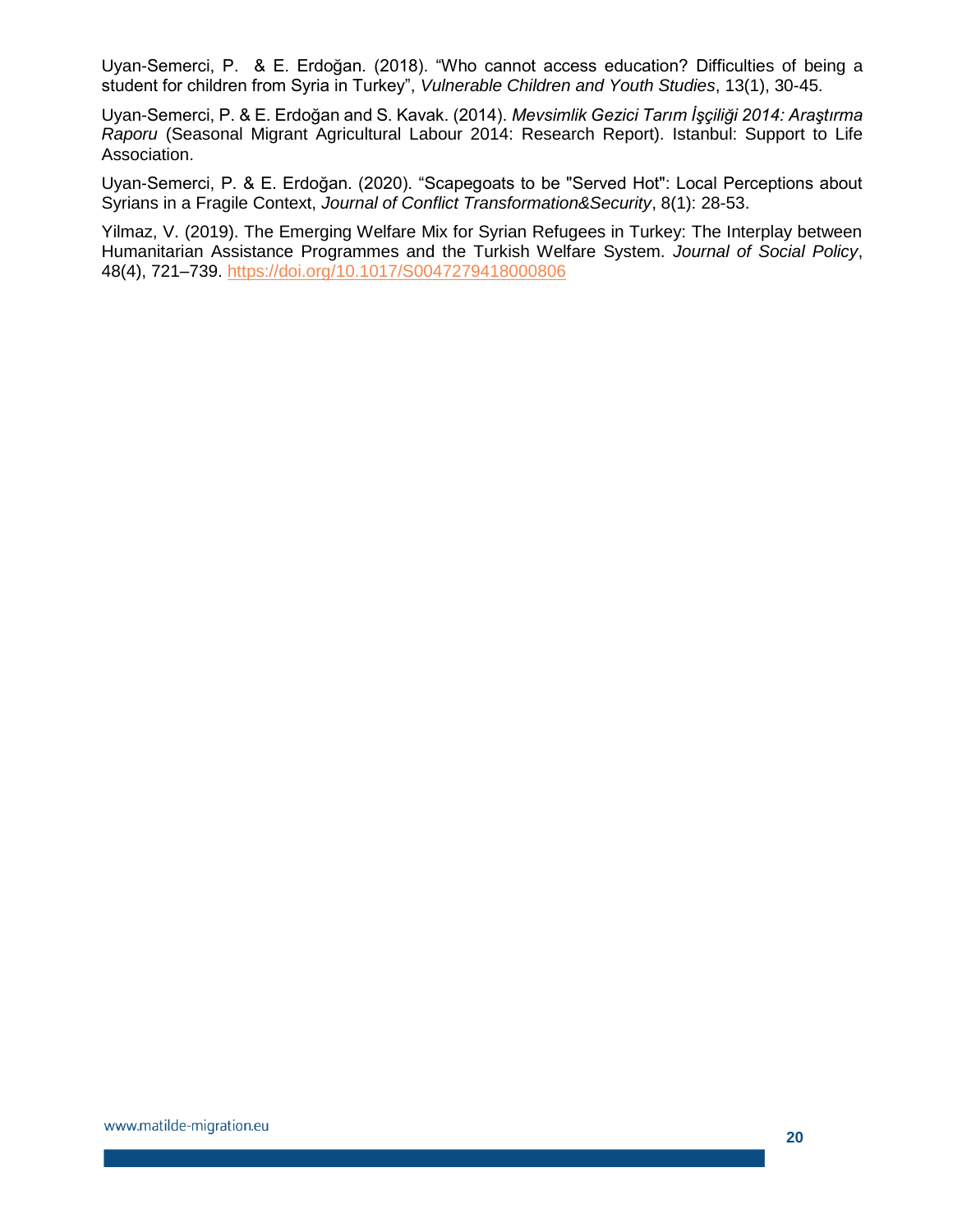Uyan-Semerci, P.  & E. Erdoğan. (2018). "Who cannot access education? Difficulties of being a student for children from Syria in Turkey", *Vulnerable Children and Youth Studies*, 13(1), 30-45.

Uyan-Semerci, P. & E. Erdoğan and S. Kavak. (2014). *Mevsimlik Gezici Tarım İşçiliği 2014: Araştırma Raporu* (Seasonal Migrant Agricultural Labour 2014: Research Report). Istanbul: Support to Life Association.

Uyan-Semerci, P. & E. Erdoğan. (2020). "Scapegoats to be "Served Hot": Local Perceptions about Syrians in a Fragile Context, *Journal of Conflict Transformation&Security*, 8(1): 28-53.

Yilmaz, V. (2019). The Emerging Welfare Mix for Syrian Refugees in Turkey: The Interplay between Humanitarian Assistance Programmes and the Turkish Welfare System. *Journal of Social Policy*, 48(4), 721–739. https://doi.org/10.1017/S0047279418000806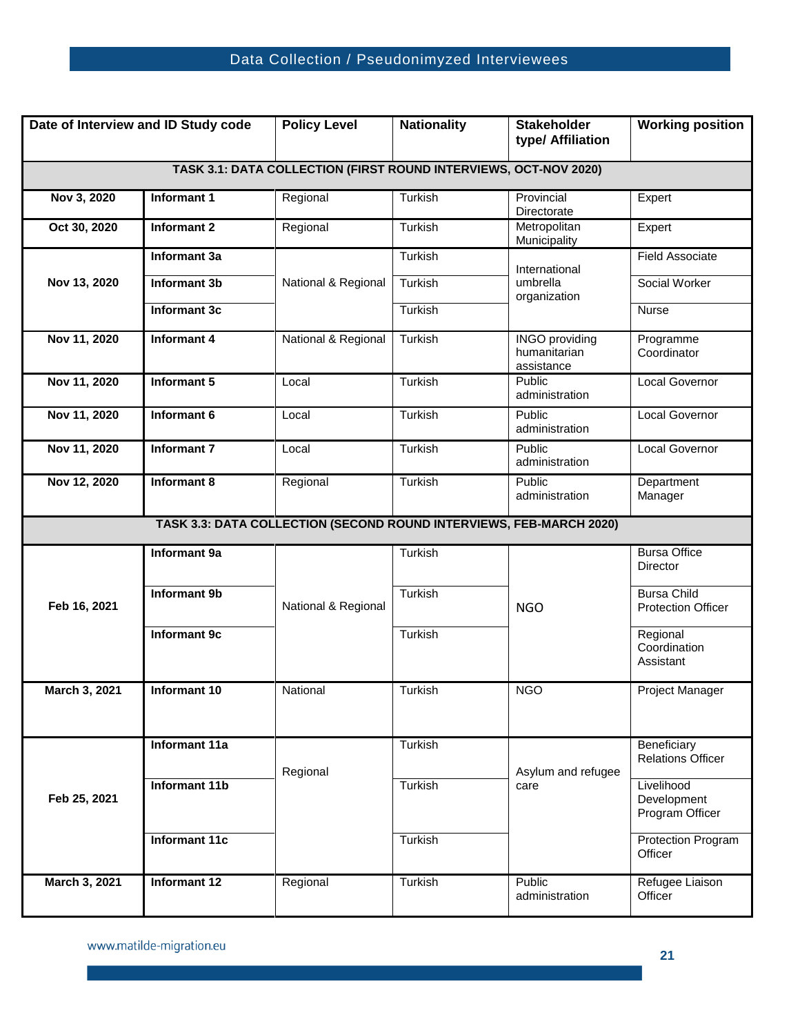## Data Collection / Pseudonimyzed Interviewees

| Date of Interview and ID Study code | | Policy Level | Nationality | Stakeholder type/ Affiliation | Working position |
|---|---|---|---|---|---|
| **TASK 3.1: DATA COLLECTION (FIRST ROUND INTERVIEWS, OCT-NOV 2020)** | | | | | |
| **Nov 3, 2020** | **Informant 1** | Regional | Turkish | Provincial Directorate | Expert |
| **Oct 30, 2020** | **Informant 2** | Regional | Turkish | Metropolitan Municipality | Expert |
| **Nov 13, 2020** | **Informant 3a** | National & Regional | Turkish | International umbrella organization | Field Associate |
| | **Informant 3b** | | Turkish | | Social Worker |
| | **Informant 3c** | | Turkish | | Nurse |
| **Nov 11, 2020** | **Informant 4** | National & Regional | Turkish | INGO providing humanitarian assistance | Programme Coordinator |
| **Nov 11, 2020** | **Informant 5** | Local | Turkish | Public administration | Local Governor |
| **Nov 11, 2020** | **Informant 6** | Local | Turkish | Public administration | Local Governor |
| **Nov 11, 2020** | **Informant 7** | Local | Turkish | Public administration | Local Governor |
| **Nov 12, 2020** | **Informant 8** | Regional | Turkish | Public administration | Department Manager |
| **TASK 3.3: DATA COLLECTION (SECOND ROUND INTERVIEWS, FEB-MARCH 2020)** | | | | | |
| **Feb 16, 2021** | **Informant 9a** | National & Regional | Turkish | NGO | Bursa Office Director |
| | **Informant 9b** | | Turkish | | Bursa Child Protection Officer |
| | **Informant 9c** | | Turkish | | Regional Coordination Assistant |
| **March 3, 2021** | **Informant 10** | National | Turkish | NGO | Project Manager |
| **Feb 25, 2021** | **Informant 11a** | Regional | Turkish | Asylum and refugee care | Beneficiary Relations Officer |
| | **Informant 11b** | | Turkish | | Livelihood Development Program Officer |
| | **Informant 11c** | | Turkish | | Protection Program Officer |
| **March 3, 2021** | **Informant 12** | Regional | Turkish | Public administration | Refugee Liaison Officer |

www.matilde-migration.eu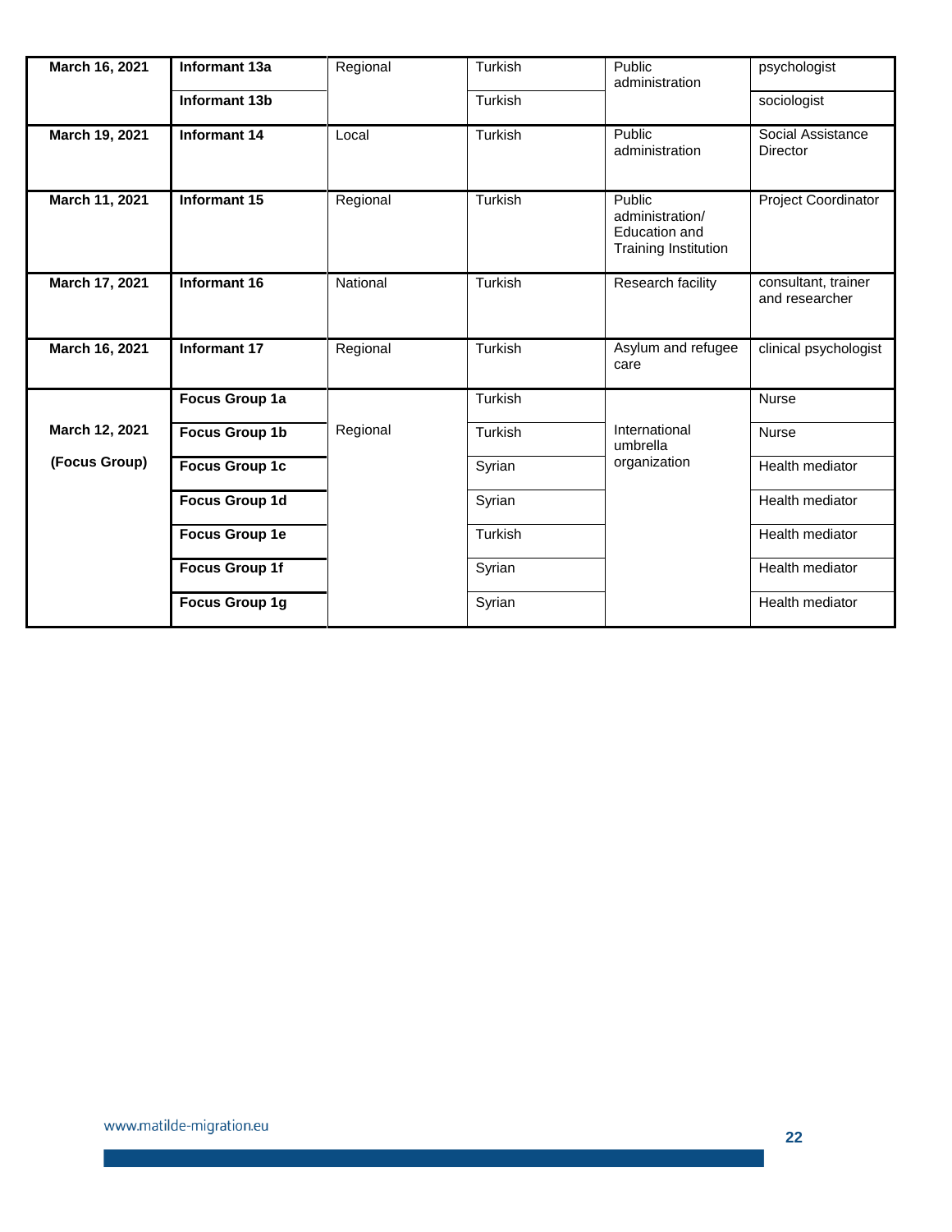| | | | | | |
|---|---|---|---|---|---|
| **March 16, 2021** | **Informant 13a** | Regional | Turkish | Public administration | psychologist |
| | **Informant 13b** | | Turkish | | sociologist |
| **March 19, 2021** | **Informant 14** | Local | Turkish | Public administration | Social Assistance Director |
| **March 11, 2021** | **Informant 15** | Regional | Turkish | Public administration/ Education and Training Institution | Project Coordinator |
| **March 17, 2021** | **Informant 16** | National | Turkish | Research facility | consultant, trainer and researcher |
| **March 16, 2021** | **Informant 17** | Regional | Turkish | Asylum and refugee care | clinical psychologist |
| **March 12, 2021 (Focus Group)** | **Focus Group 1a** | Regional | Turkish | International umbrella organization | Nurse |
| | **Focus Group 1b** | | Turkish | | Nurse |
| | **Focus Group 1c** | | Syrian | | Health mediator |
| | **Focus Group 1d** | | Syrian | | Health mediator |
| | **Focus Group 1e** | | Turkish | | Health mediator |
| | **Focus Group 1f** | | Syrian | | Health mediator |
| | **Focus Group 1g** | | Syrian | | Health mediator |